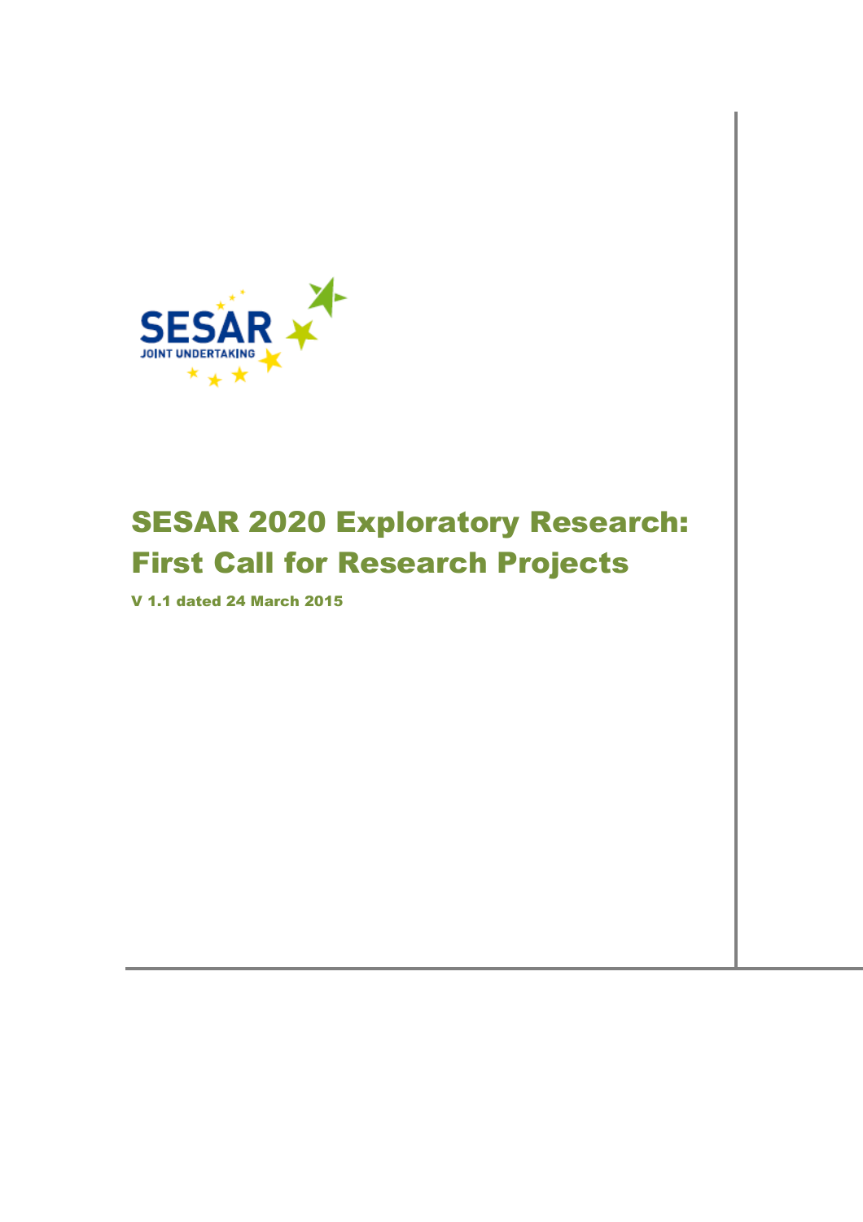SESAR JOINT UNDERTAKING

# SESAR 2020 Exploratory Research: First Call for Research Projects

**V 1.1 dated 24 March 2015**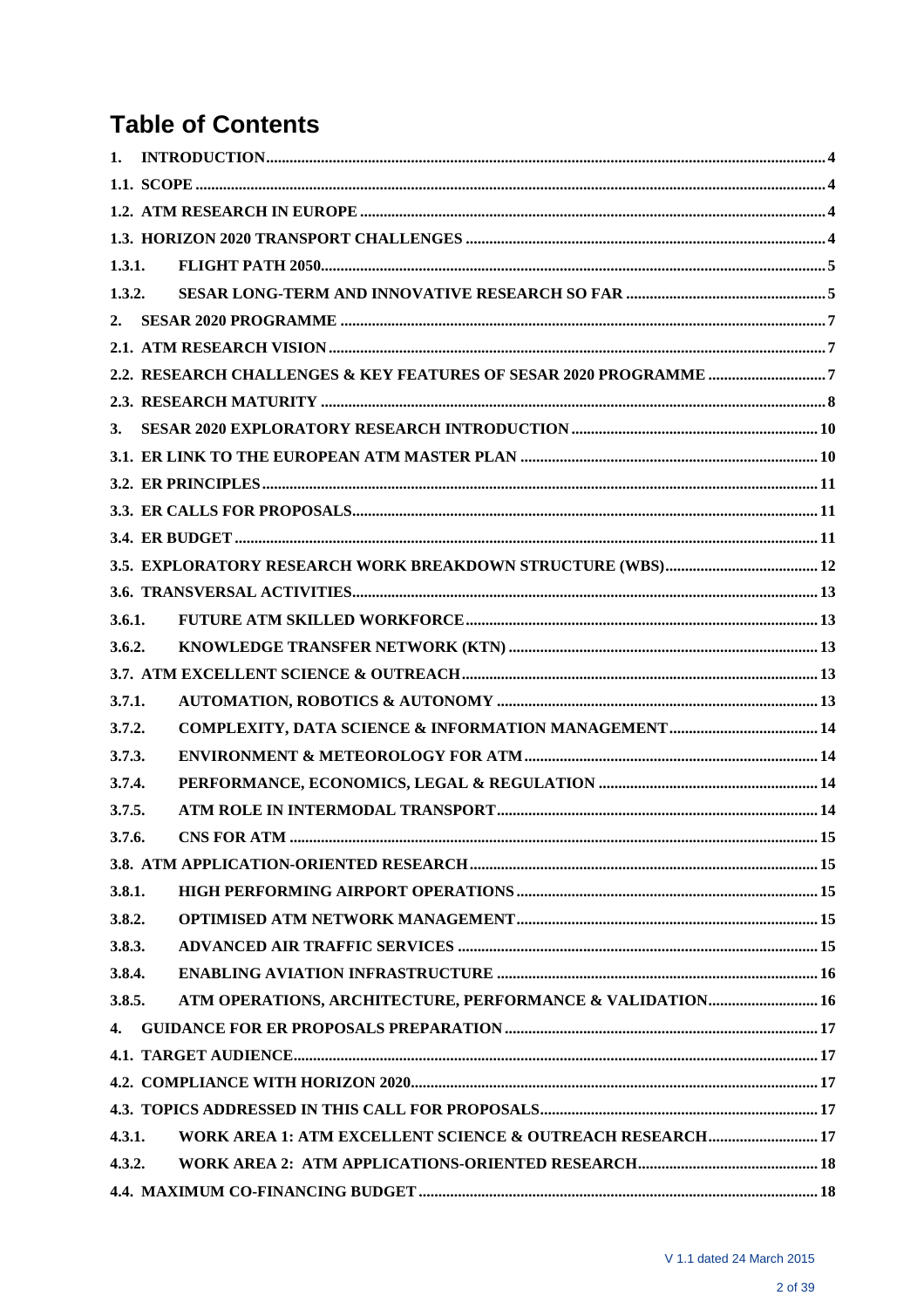# Table of Contents

1. INTRODUCTION ..... 4
1.1. SCOPE ..... 4
1.2. ATM RESEARCH IN EUROPE ..... 4
1.3. HORIZON 2020 TRANSPORT CHALLENGES ..... 4
1.3.1. FLIGHT PATH 2050 ..... 5
1.3.2. SESAR LONG-TERM AND INNOVATIVE RESEARCH SO FAR ..... 5
2. SESAR 2020 PROGRAMME ..... 7
2.1. ATM RESEARCH VISION ..... 7
2.2. RESEARCH CHALLENGES & KEY FEATURES OF SESAR 2020 PROGRAMME ..... 7
2.3. RESEARCH MATURITY ..... 8
3. SESAR 2020 EXPLORATORY RESEARCH INTRODUCTION ..... 10
3.1. ER LINK TO THE EUROPEAN ATM MASTER PLAN ..... 10
3.2. ER PRINCIPLES ..... 11
3.3. ER CALLS FOR PROPOSALS ..... 11
3.4. ER BUDGET ..... 11
3.5. EXPLORATORY RESEARCH WORK BREAKDOWN STRUCTURE (WBS) ..... 12
3.6. TRANSVERSAL ACTIVITIES ..... 13
3.6.1. FUTURE ATM SKILLED WORKFORCE ..... 13
3.6.2. KNOWLEDGE TRANSFER NETWORK (KTN) ..... 13
3.7. ATM EXCELLENT SCIENCE & OUTREACH ..... 13
3.7.1. AUTOMATION, ROBOTICS & AUTONOMY ..... 13
3.7.2. COMPLEXITY, DATA SCIENCE & INFORMATION MANAGEMENT ..... 14
3.7.3. ENVIRONMENT & METEOROLOGY FOR ATM ..... 14
3.7.4. PERFORMANCE, ECONOMICS, LEGAL & REGULATION ..... 14
3.7.5. ATM ROLE IN INTERMODAL TRANSPORT ..... 14
3.7.6. CNS FOR ATM ..... 15
3.8. ATM APPLICATION-ORIENTED RESEARCH ..... 15
3.8.1. HIGH PERFORMING AIRPORT OPERATIONS ..... 15
3.8.2. OPTIMISED ATM NETWORK MANAGEMENT ..... 15
3.8.3. ADVANCED AIR TRAFFIC SERVICES ..... 15
3.8.4. ENABLING AVIATION INFRASTRUCTURE ..... 16
3.8.5. ATM OPERATIONS, ARCHITECTURE, PERFORMANCE & VALIDATION ..... 16
4. GUIDANCE FOR ER PROPOSALS PREPARATION ..... 17
4.1. TARGET AUDIENCE ..... 17
4.2. COMPLIANCE WITH HORIZON 2020 ..... 17
4.3. TOPICS ADDRESSED IN THIS CALL FOR PROPOSALS ..... 17
4.3.1. WORK AREA 1: ATM EXCELLENT SCIENCE & OUTREACH RESEARCH ..... 17
4.3.2. WORK AREA 2: ATM APPLICATIONS-ORIENTED RESEARCH ..... 18
4.4. MAXIMUM CO-FINANCING BUDGET ..... 18

V 1.1 dated 24 March 2015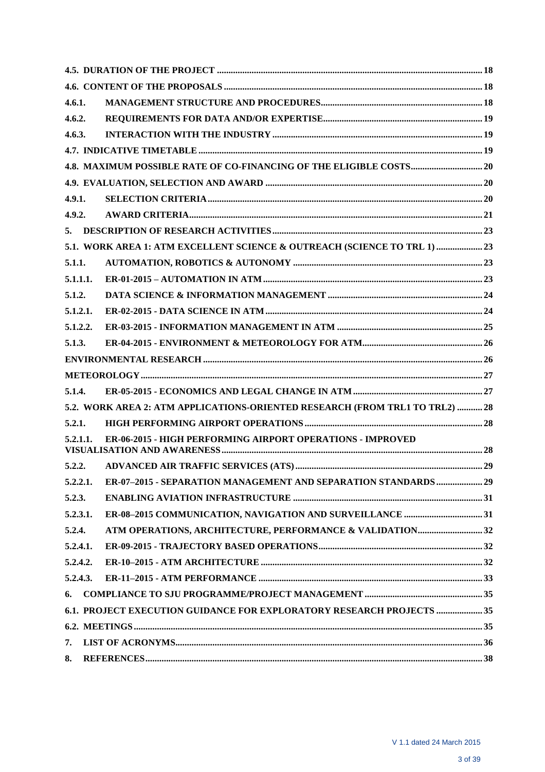| | | |
|---|---|---|
| 4.5. DURATION OF THE PROJECT | | 18 |
| 4.6. CONTENT OF THE PROPOSALS | | 18 |
| 4.6.1. | MANAGEMENT STRUCTURE AND PROCEDURES | 18 |
| 4.6.2. | REQUIREMENTS FOR DATA AND/OR EXPERTISE | 19 |
| 4.6.3. | INTERACTION WITH THE INDUSTRY | 19 |
| 4.7. INDICATIVE TIMETABLE | | 19 |
| 4.8. MAXIMUM POSSIBLE RATE OF CO-FINANCING OF THE ELIGIBLE COSTS | | 20 |
| 4.9. EVALUATION, SELECTION AND AWARD | | 20 |
| 4.9.1. | SELECTION CRITERIA | 20 |
| 4.9.2. | AWARD CRITERIA | 21 |
| 5. DESCRIPTION OF RESEARCH ACTIVITIES | | 23 |
| 5.1. WORK AREA 1: ATM EXCELLENT SCIENCE & OUTREACH (SCIENCE TO TRL 1) | | 23 |
| 5.1.1. | AUTOMATION, ROBOTICS & AUTONOMY | 23 |
| 5.1.1.1. | ER-01-2015 – AUTOMATION IN ATM | 23 |
| 5.1.2. | DATA SCIENCE & INFORMATION MANAGEMENT | 24 |
| 5.1.2.1. | ER-02-2015 - DATA SCIENCE IN ATM | 24 |
| 5.1.2.2. | ER-03-2015 - INFORMATION MANAGEMENT IN ATM | 25 |
| 5.1.3. | ER-04-2015 - ENVIRONMENT & METEOROLOGY FOR ATM | 26 |
| ENVIRONMENTAL RESEARCH | | 26 |
| METEOROLOGY | | 27 |
| 5.1.4. | ER-05-2015 - ECONOMICS AND LEGAL CHANGE IN ATM | 27 |
| 5.2. WORK AREA 2: ATM APPLICATIONS-ORIENTED RESEARCH (FROM TRL1 TO TRL2) | | 28 |
| 5.2.1. | HIGH PERFORMING AIRPORT OPERATIONS | 28 |
| 5.2.1.1. | ER-06-2015 - HIGH PERFORMING AIRPORT OPERATIONS - IMPROVED VISUALISATION AND AWARENESS | 28 |
| 5.2.2. | ADVANCED AIR TRAFFIC SERVICES (ATS) | 29 |
| 5.2.2.1. | ER-07–2015 - SEPARATION MANAGEMENT AND SEPARATION STANDARDS | 29 |
| 5.2.3. | ENABLING AVIATION INFRASTRUCTURE | 31 |
| 5.2.3.1. | ER-08–2015 COMMUNICATION, NAVIGATION AND SURVEILLANCE | 31 |
| 5.2.4. | ATM OPERATIONS, ARCHITECTURE, PERFORMANCE & VALIDATION | 32 |
| 5.2.4.1. | ER-09-2015 - TRAJECTORY BASED OPERATIONS | 32 |
| 5.2.4.2. | ER-10–2015 - ATM ARCHITECTURE | 32 |
| 5.2.4.3. | ER-11–2015 - ATM PERFORMANCE | 33 |
| 6. COMPLIANCE TO SJU PROGRAMME/PROJECT MANAGEMENT | | 35 |
| 6.1. PROJECT EXECUTION GUIDANCE FOR EXPLORATORY RESEARCH PROJECTS | | 35 |
| 6.2. MEETINGS | | 35 |
| 7. LIST OF ACRONYMS | | 36 |
| 8. REFERENCES | | 38 |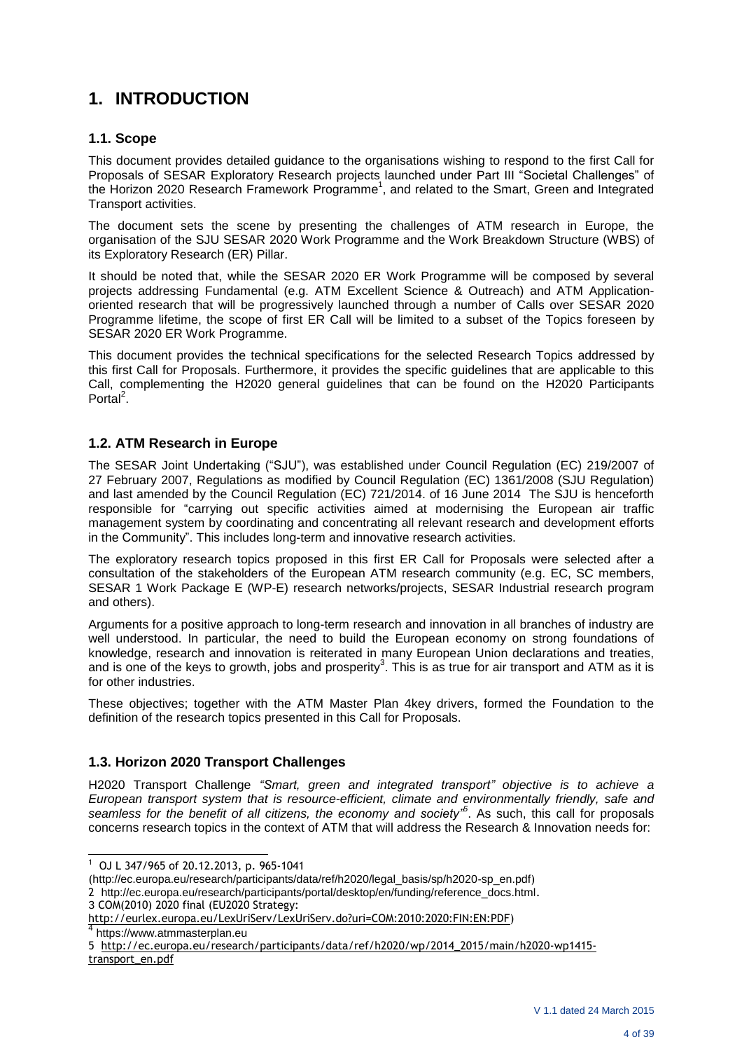# 1. INTRODUCTION

## 1.1. Scope

This document provides detailed guidance to the organisations wishing to respond to the first Call for Proposals of SESAR Exploratory Research projects launched under Part III "Societal Challenges" of the Horizon 2020 Research Framework Programme[1], and related to the Smart, Green and Integrated Transport activities.

The document sets the scene by presenting the challenges of ATM research in Europe, the organisation of the SJU SESAR 2020 Work Programme and the Work Breakdown Structure (WBS) of its Exploratory Research (ER) Pillar.

It should be noted that, while the SESAR 2020 ER Work Programme will be composed by several projects addressing Fundamental (e.g. ATM Excellent Science & Outreach) and ATM Application-oriented research that will be progressively launched through a number of Calls over SESAR 2020 Programme lifetime, the scope of first ER Call will be limited to a subset of the Topics foreseen by SESAR 2020 ER Work Programme.

This document provides the technical specifications for the selected Research Topics addressed by this first Call for Proposals. Furthermore, it provides the specific guidelines that are applicable to this Call, complementing the H2020 general guidelines that can be found on the H2020 Participants Portal[2].

## 1.2. ATM Research in Europe

The SESAR Joint Undertaking ("SJU"), was established under Council Regulation (EC) 219/2007 of 27 February 2007, Regulations as modified by Council Regulation (EC) 1361/2008 (SJU Regulation) and last amended by the Council Regulation (EC) 721/2014. of 16 June 2014 The SJU is henceforth responsible for "carrying out specific activities aimed at modernising the European air traffic management system by coordinating and concentrating all relevant research and development efforts in the Community". This includes long-term and innovative research activities.

The exploratory research topics proposed in this first ER Call for Proposals were selected after a consultation of the stakeholders of the European ATM research community (e.g. EC, SC members, SESAR 1 Work Package E (WP-E) research networks/projects, SESAR Industrial research program and others).

Arguments for a positive approach to long-term research and innovation in all branches of industry are well understood. In particular, the need to build the European economy on strong foundations of knowledge, research and innovation is reiterated in many European Union declarations and treaties, and is one of the keys to growth, jobs and prosperity[3]. This is as true for air transport and ATM as it is for other industries.

These objectives; together with the ATM Master Plan 4key drivers, formed the Foundation to the definition of the research topics presented in this Call for Proposals.

## 1.3. Horizon 2020 Transport Challenges

H2020 Transport Challenge *"Smart, green and integrated transport" objective is to achieve a European transport system that is resource-efficient, climate and environmentally friendly, safe and seamless for the benefit of all citizens, the economy and society"*[5]. As such, this call for proposals concerns research topics in the context of ATM that will address the Research & Innovation needs for:

---

1 OJ L 347/965 of 20.12.2013, p. 965-1041 (http://ec.europa.eu/research/participants/data/ref/h2020/legal_basis/sp/h2020-sp_en.pdf)

2 http://ec.europa.eu/research/participants/portal/desktop/en/funding/reference_docs.html.

3 COM(2010) 2020 final (EU2020 Strategy: http://eurlex.europa.eu/LexUriServ/LexUriServ.do?uri=COM:2010:2020:FIN:EN:PDF)

4 https://www.atmmasterplan.eu

5 http://ec.europa.eu/research/participants/data/ref/h2020/wp/2014_2015/main/h2020-wp1415-transport_en.pdf

V 1.1 dated 24 March 2015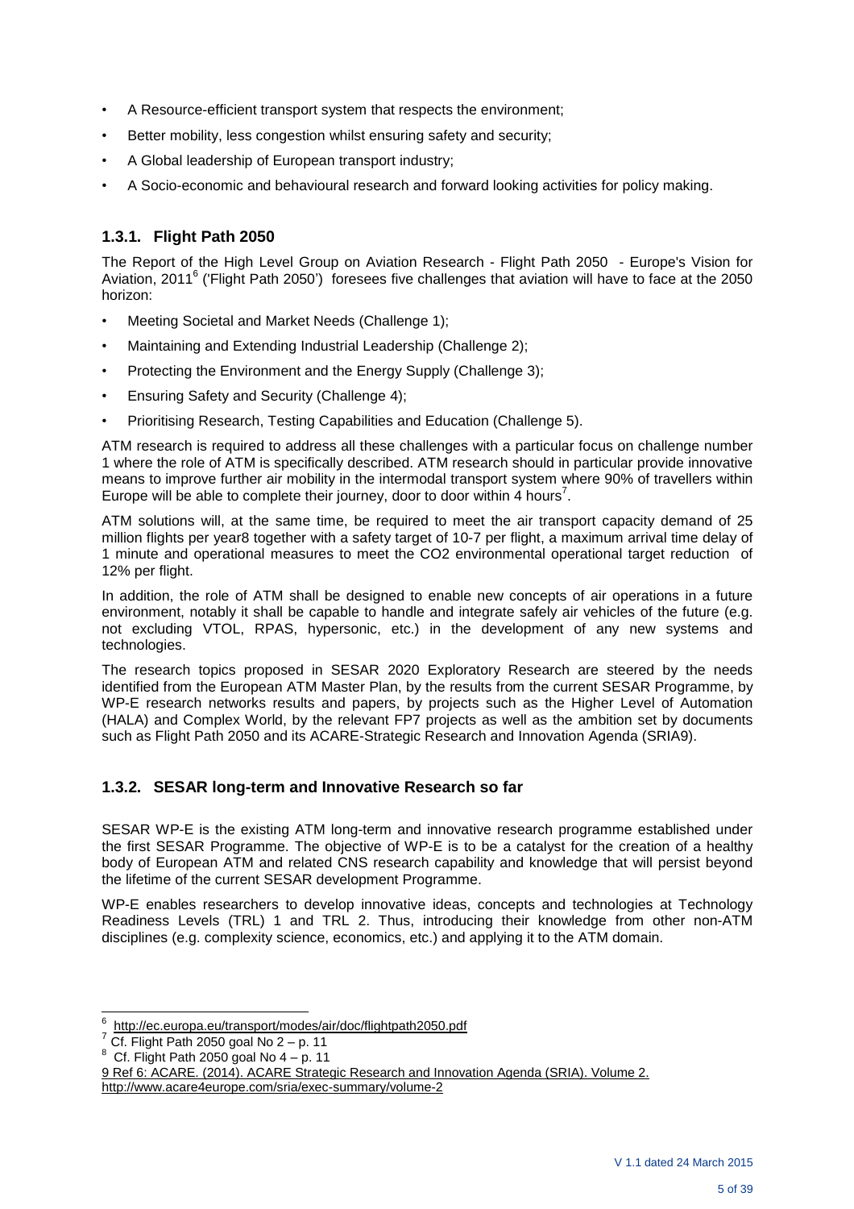- A Resource-efficient transport system that respects the environment;
- Better mobility, less congestion whilst ensuring safety and security;
- A Global leadership of European transport industry;
- A Socio-economic and behavioural research and forward looking activities for policy making.

### 1.3.1. Flight Path 2050

The Report of the High Level Group on Aviation Research - Flight Path 2050 - Europe's Vision for Aviation, 2011[6] ('Flight Path 2050') foresees five challenges that aviation will have to face at the 2050 horizon:

- Meeting Societal and Market Needs (Challenge 1);
- Maintaining and Extending Industrial Leadership (Challenge 2);
- Protecting the Environment and the Energy Supply (Challenge 3);
- Ensuring Safety and Security (Challenge 4);
- Prioritising Research, Testing Capabilities and Education (Challenge 5).

ATM research is required to address all these challenges with a particular focus on challenge number 1 where the role of ATM is specifically described. ATM research should in particular provide innovative means to improve further air mobility in the intermodal transport system where 90% of travellers within Europe will be able to complete their journey, door to door within 4 hours[7].

ATM solutions will, at the same time, be required to meet the air transport capacity demand of 25 million flights per year8 together with a safety target of 10-7 per flight, a maximum arrival time delay of 1 minute and operational measures to meet the CO2 environmental operational target reduction of 12% per flight.

In addition, the role of ATM shall be designed to enable new concepts of air operations in a future environment, notably it shall be capable to handle and integrate safely air vehicles of the future (e.g. not excluding VTOL, RPAS, hypersonic, etc.) in the development of any new systems and technologies.

The research topics proposed in SESAR 2020 Exploratory Research are steered by the needs identified from the European ATM Master Plan, by the results from the current SESAR Programme, by WP-E research networks results and papers, by projects such as the Higher Level of Automation (HALA) and Complex World, by the relevant FP7 projects as well as the ambition set by documents such as Flight Path 2050 and its ACARE-Strategic Research and Innovation Agenda (SRIA9).

### 1.3.2. SESAR long-term and Innovative Research so far

SESAR WP-E is the existing ATM long-term and innovative research programme established under the first SESAR Programme. The objective of WP-E is to be a catalyst for the creation of a healthy body of European ATM and related CNS research capability and knowledge that will persist beyond the lifetime of the current SESAR development Programme.

WP-E enables researchers to develop innovative ideas, concepts and technologies at Technology Readiness Levels (TRL) 1 and TRL 2. Thus, introducing their knowledge from other non-ATM disciplines (e.g. complexity science, economics, etc.) and applying it to the ATM domain.

---

[6] http://ec.europa.eu/transport/modes/air/doc/flightpath2050.pdf

[7] Cf. Flight Path 2050 goal No 2 – p. 11

[8] Cf. Flight Path 2050 goal No 4 – p. 11

9 Ref 6: ACARE. (2014). ACARE Strategic Research and Innovation Agenda (SRIA). Volume 2. http://www.acare4europe.com/sria/exec-summary/volume-2

V 1.1 dated 24 March 2015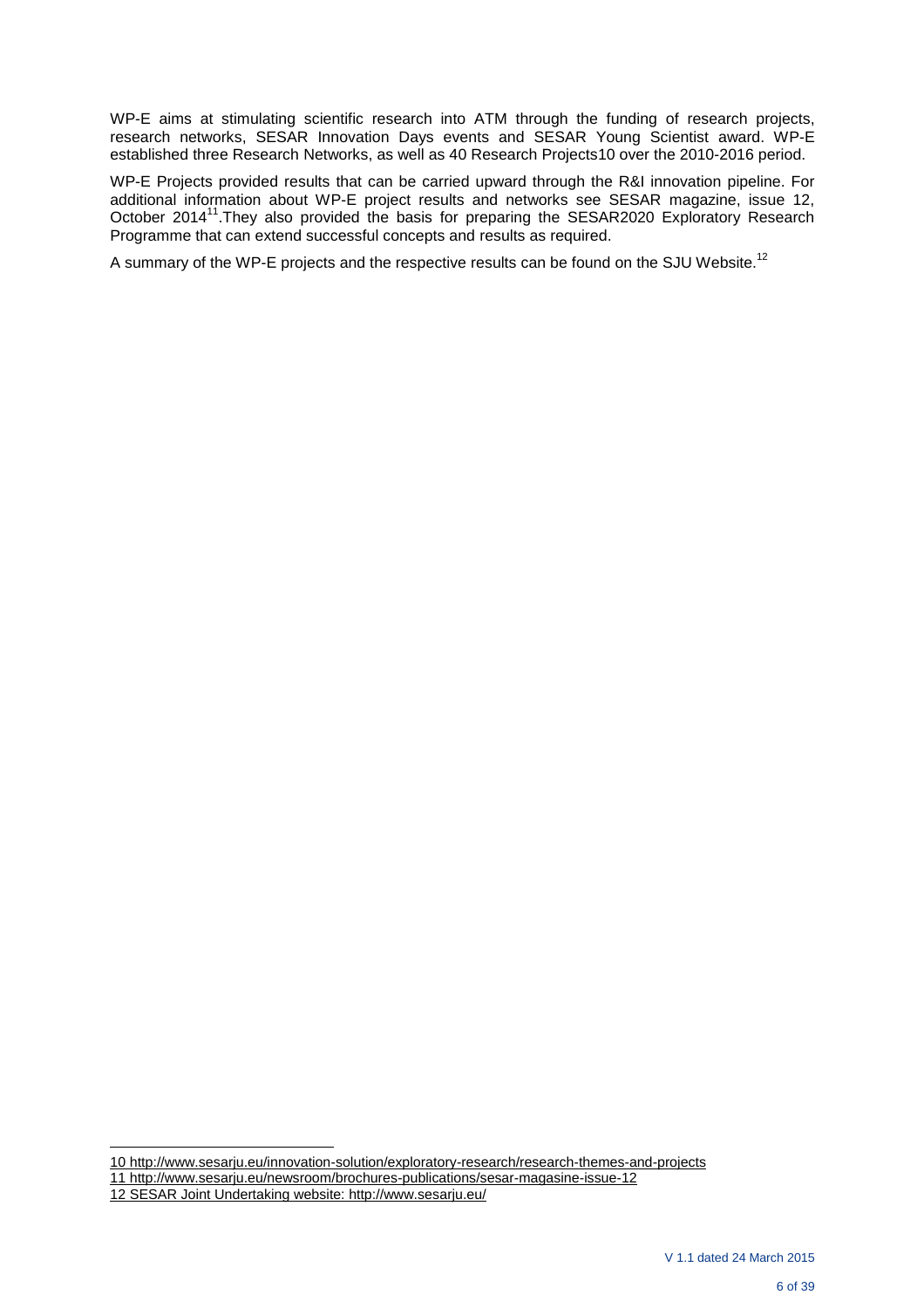WP-E aims at stimulating scientific research into ATM through the funding of research projects, research networks, SESAR Innovation Days events and SESAR Young Scientist award. WP-E established three Research Networks, as well as 40 Research Projects10 over the 2010-2016 period.

WP-E Projects provided results that can be carried upward through the R&I innovation pipeline. For additional information about WP-E project results and networks see SESAR magazine, issue 12, October 2014[11].They also provided the basis for preparing the SESAR2020 Exploratory Research Programme that can extend successful concepts and results as required.

A summary of the WP-E projects and the respective results can be found on the SJU Website.[12]

10 http://www.sesarju.eu/innovation-solution/exploratory-research/research-themes-and-projects

11 http://www.sesarju.eu/newsroom/brochures-publications/sesar-magasine-issue-12

12 SESAR Joint Undertaking website: http://www.sesarju.eu/

V 1.1 dated 24 March 2015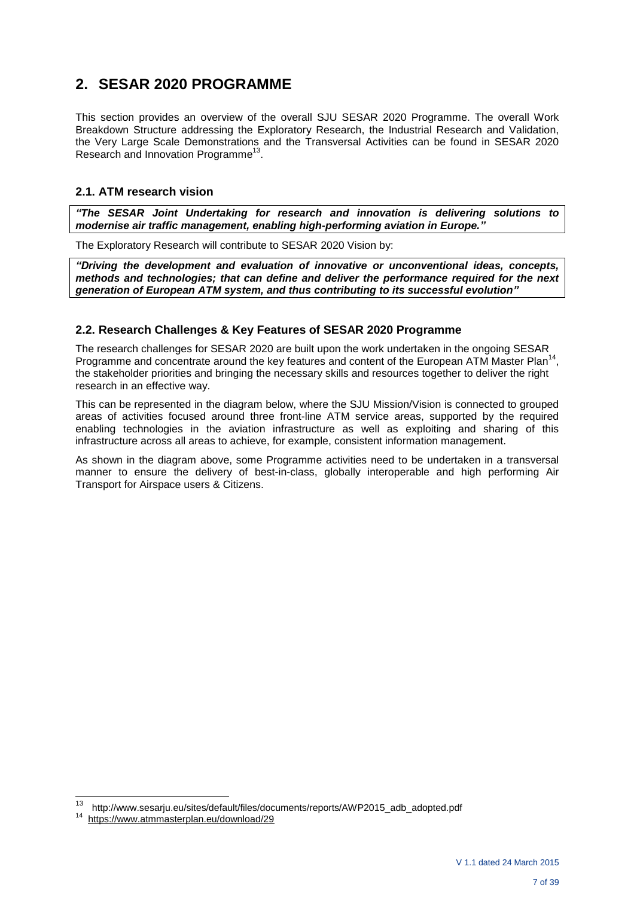# 2. SESAR 2020 PROGRAMME

This section provides an overview of the overall SJU SESAR 2020 Programme. The overall Work Breakdown Structure addressing the Exploratory Research, the Industrial Research and Validation, the Very Large Scale Demonstrations and the Transversal Activities can be found in SESAR 2020 Research and Innovation Programme[13].

## 2.1. ATM research vision

***"The SESAR Joint Undertaking for research and innovation is delivering solutions to modernise air traffic management, enabling high-performing aviation in Europe."***

The Exploratory Research will contribute to SESAR 2020 Vision by:

***"Driving the development and evaluation of innovative or unconventional ideas, concepts, methods and technologies; that can define and deliver the performance required for the next generation of European ATM system, and thus contributing to its successful evolution"***

## 2.2. Research Challenges & Key Features of SESAR 2020 Programme

The research challenges for SESAR 2020 are built upon the work undertaken in the ongoing SESAR Programme and concentrate around the key features and content of the European ATM Master Plan[14], the stakeholder priorities and bringing the necessary skills and resources together to deliver the right research in an effective way.

This can be represented in the diagram below, where the SJU Mission/Vision is connected to grouped areas of activities focused around three front-line ATM service areas, supported by the required enabling technologies in the aviation infrastructure as well as exploiting and sharing of this infrastructure across all areas to achieve, for example, consistent information management.

As shown in the diagram above, some Programme activities need to be undertaken in a transversal manner to ensure the delivery of best-in-class, globally interoperable and high performing Air Transport for Airspace users & Citizens.

---

[13] http://www.sesarju.eu/sites/default/files/documents/reports/AWP2015_adb_adopted.pdf

[14] https://www.atmmasterplan.eu/download/29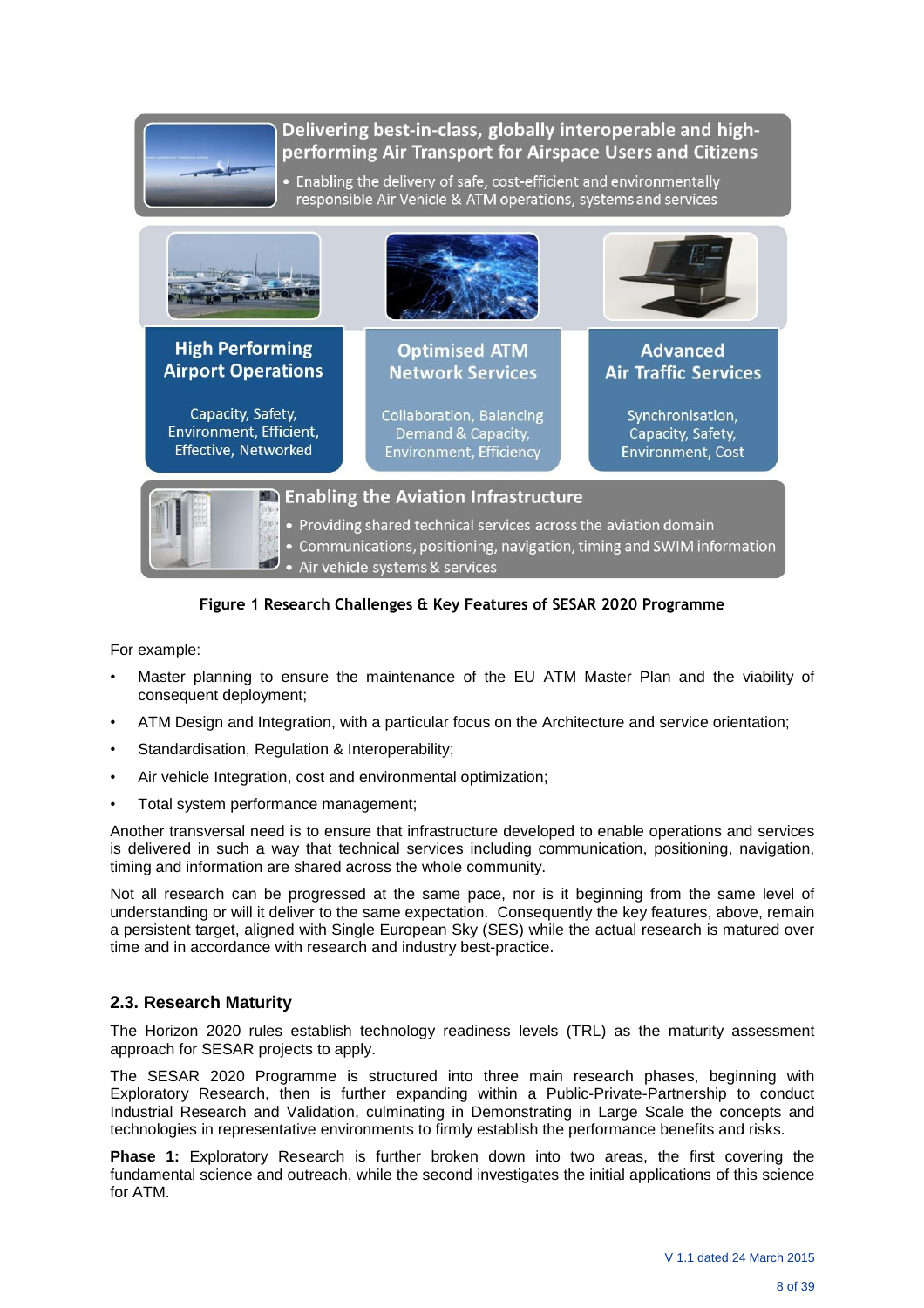Delivering best-in-class, globally interoperable and high-performing Air Transport for Airspace Users and Citizens

- Enabling the delivery of safe, cost-efficient and environmentally responsible Air Vehicle & ATM operations, systems and services

**High Performing Airport Operations**

Capacity, Safety, Environment, Efficient, Effective, Networked

**Optimised ATM Network Services**

Collaboration, Balancing Demand & Capacity, Environment, Efficiency

**Advanced Air Traffic Services**

Synchronisation, Capacity, Safety, Environment, Cost

**Enabling the Aviation Infrastructure**

- Providing shared technical services across the aviation domain
- Communications, positioning, navigation, timing and SWIM information
- Air vehicle systems & services

**Figure 1 Research Challenges & Key Features of SESAR 2020 Programme**

For example:

- Master planning to ensure the maintenance of the EU ATM Master Plan and the viability of consequent deployment;
- ATM Design and Integration, with a particular focus on the Architecture and service orientation;
- Standardisation, Regulation & Interoperability;
- Air vehicle Integration, cost and environmental optimization;
- Total system performance management;

Another transversal need is to ensure that infrastructure developed to enable operations and services is delivered in such a way that technical services including communication, positioning, navigation, timing and information are shared across the whole community.

Not all research can be progressed at the same pace, nor is it beginning from the same level of understanding or will it deliver to the same expectation. Consequently the key features, above, remain a persistent target, aligned with Single European Sky (SES) while the actual research is matured over time and in accordance with research and industry best-practice.

### 2.3. Research Maturity

The Horizon 2020 rules establish technology readiness levels (TRL) as the maturity assessment approach for SESAR projects to apply.

The SESAR 2020 Programme is structured into three main research phases, beginning with Exploratory Research, then is further expanding within a Public-Private-Partnership to conduct Industrial Research and Validation, culminating in Demonstrating in Large Scale the concepts and technologies in representative environments to firmly establish the performance benefits and risks.

**Phase 1:** Exploratory Research is further broken down into two areas, the first covering the fundamental science and outreach, while the second investigates the initial applications of this science for ATM.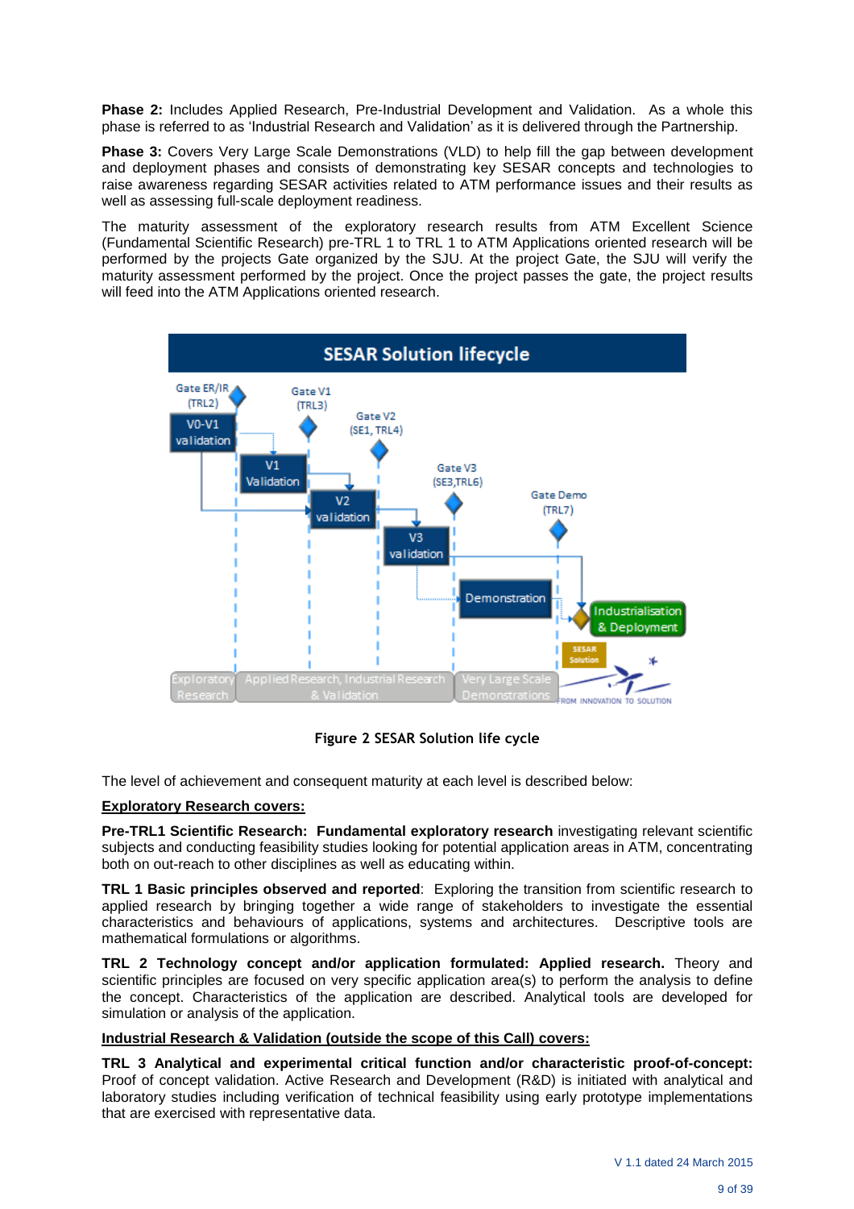**Phase 2:** Includes Applied Research, Pre-Industrial Development and Validation. As a whole this phase is referred to as 'Industrial Research and Validation' as it is delivered through the Partnership.

**Phase 3:** Covers Very Large Scale Demonstrations (VLD) to help fill the gap between development and deployment phases and consists of demonstrating key SESAR concepts and technologies to raise awareness regarding SESAR activities related to ATM performance issues and their results as well as assessing full-scale deployment readiness.

The maturity assessment of the exploratory research results from ATM Excellent Science (Fundamental Scientific Research) pre-TRL 1 to TRL 1 to ATM Applications oriented research will be performed by the projects Gate organized by the SJU. At the project Gate, the SJU will verify the maturity assessment performed by the project. Once the project passes the gate, the project results will feed into the ATM Applications oriented research.

Figure 2 SESAR Solution life cycle

The level of achievement and consequent maturity at each level is described below:

**Exploratory Research covers:**

**Pre-TRL1 Scientific Research: Fundamental exploratory research** investigating relevant scientific subjects and conducting feasibility studies looking for potential application areas in ATM, concentrating both on out-reach to other disciplines as well as educating within.

**TRL 1 Basic principles observed and reported**: Exploring the transition from scientific research to applied research by bringing together a wide range of stakeholders to investigate the essential characteristics and behaviours of applications, systems and architectures. Descriptive tools are mathematical formulations or algorithms.

**TRL 2 Technology concept and/or application formulated: Applied research.** Theory and scientific principles are focused on very specific application area(s) to perform the analysis to define the concept. Characteristics of the application are described. Analytical tools are developed for simulation or analysis of the application.

**Industrial Research & Validation (outside the scope of this Call) covers:**

**TRL 3 Analytical and experimental critical function and/or characteristic proof-of-concept:** Proof of concept validation. Active Research and Development (R&D) is initiated with analytical and laboratory studies including verification of technical feasibility using early prototype implementations that are exercised with representative data.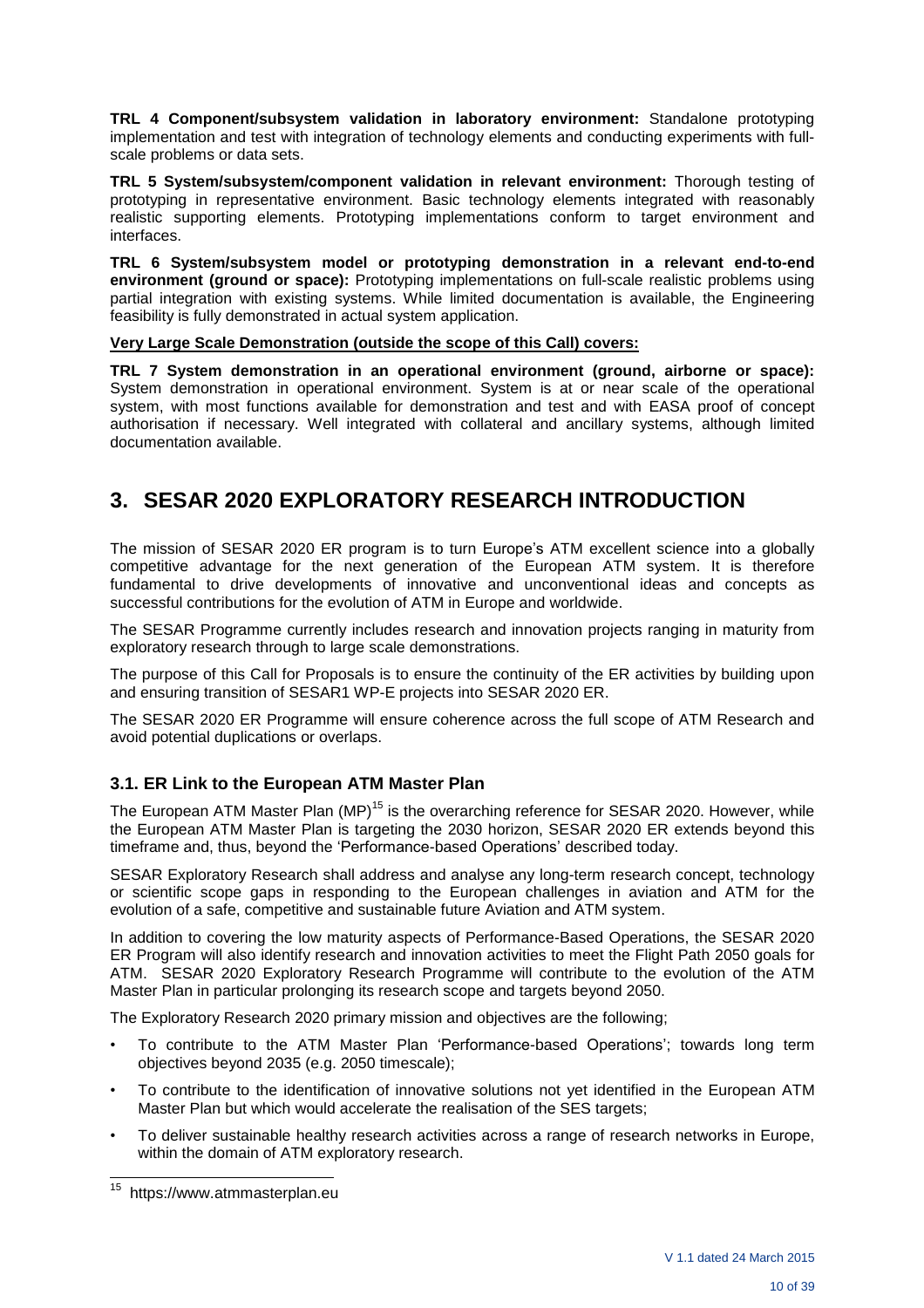**TRL 4 Component/subsystem validation in laboratory environment:** Standalone prototyping implementation and test with integration of technology elements and conducting experiments with full-scale problems or data sets.

**TRL 5 System/subsystem/component validation in relevant environment:** Thorough testing of prototyping in representative environment. Basic technology elements integrated with reasonably realistic supporting elements. Prototyping implementations conform to target environment and interfaces.

**TRL 6 System/subsystem model or prototyping demonstration in a relevant end-to-end environment (ground or space):** Prototyping implementations on full-scale realistic problems using partial integration with existing systems. While limited documentation is available, the Engineering feasibility is fully demonstrated in actual system application.

**Very Large Scale Demonstration (outside the scope of this Call) covers:**

**TRL 7 System demonstration in an operational environment (ground, airborne or space):** System demonstration in operational environment. System is at or near scale of the operational system, with most functions available for demonstration and test and with EASA proof of concept authorisation if necessary. Well integrated with collateral and ancillary systems, although limited documentation available.

# 3. SESAR 2020 EXPLORATORY RESEARCH INTRODUCTION

The mission of SESAR 2020 ER program is to turn Europe's ATM excellent science into a globally competitive advantage for the next generation of the European ATM system. It is therefore fundamental to drive developments of innovative and unconventional ideas and concepts as successful contributions for the evolution of ATM in Europe and worldwide.

The SESAR Programme currently includes research and innovation projects ranging in maturity from exploratory research through to large scale demonstrations.

The purpose of this Call for Proposals is to ensure the continuity of the ER activities by building upon and ensuring transition of SESAR1 WP-E projects into SESAR 2020 ER.

The SESAR 2020 ER Programme will ensure coherence across the full scope of ATM Research and avoid potential duplications or overlaps.

## 3.1. ER Link to the European ATM Master Plan

The European ATM Master Plan (MP)[15] is the overarching reference for SESAR 2020. However, while the European ATM Master Plan is targeting the 2030 horizon, SESAR 2020 ER extends beyond this timeframe and, thus, beyond the 'Performance-based Operations' described today.

SESAR Exploratory Research shall address and analyse any long-term research concept, technology or scientific scope gaps in responding to the European challenges in aviation and ATM for the evolution of a safe, competitive and sustainable future Aviation and ATM system.

In addition to covering the low maturity aspects of Performance-Based Operations, the SESAR 2020 ER Program will also identify research and innovation activities to meet the Flight Path 2050 goals for ATM. SESAR 2020 Exploratory Research Programme will contribute to the evolution of the ATM Master Plan in particular prolonging its research scope and targets beyond 2050.

The Exploratory Research 2020 primary mission and objectives are the following;

- To contribute to the ATM Master Plan 'Performance-based Operations'; towards long term objectives beyond 2035 (e.g. 2050 timescale);
- To contribute to the identification of innovative solutions not yet identified in the European ATM Master Plan but which would accelerate the realisation of the SES targets;
- To deliver sustainable healthy research activities across a range of research networks in Europe, within the domain of ATM exploratory research.

[15] https://www.atmmasterplan.eu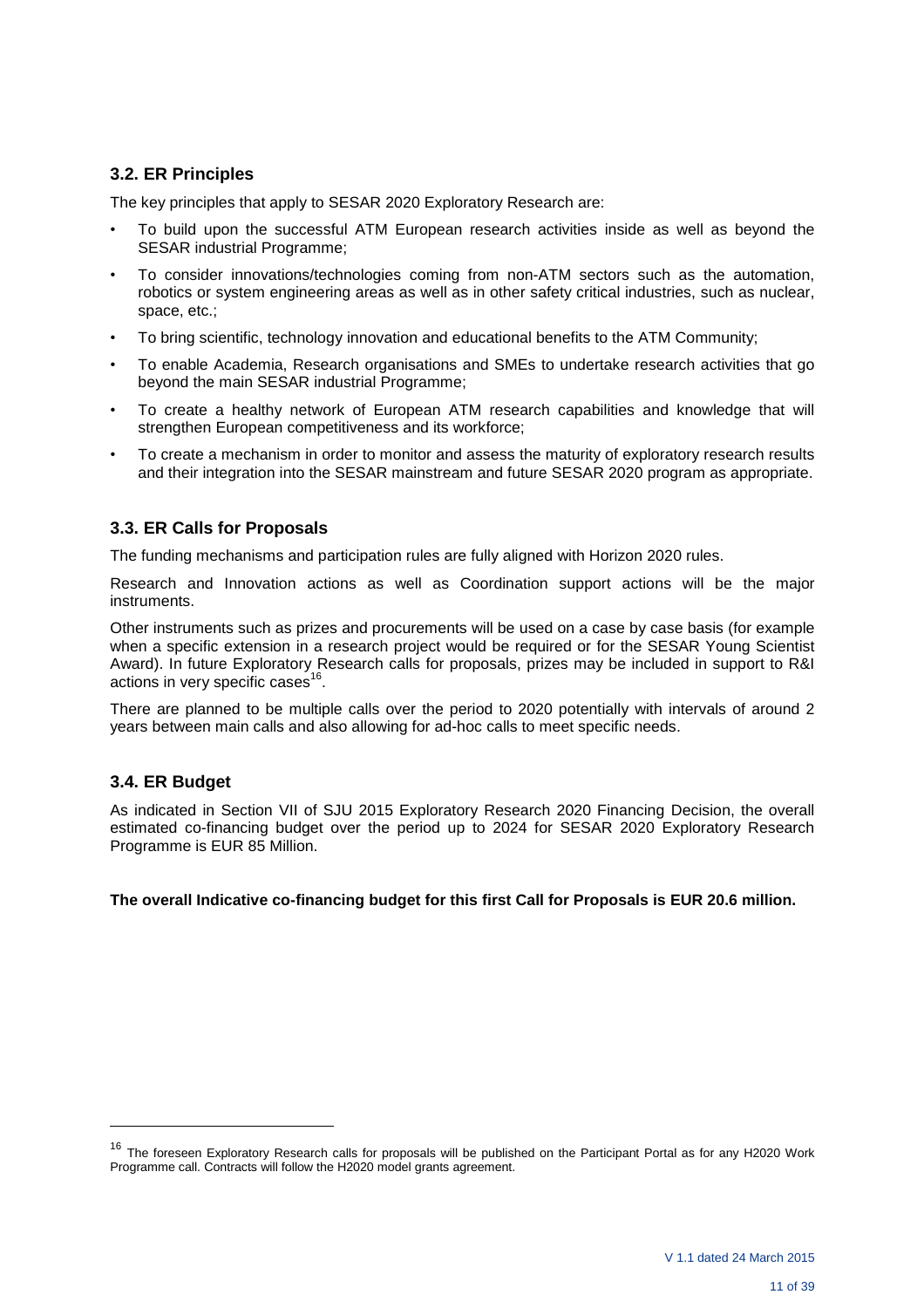### 3.2. ER Principles

The key principles that apply to SESAR 2020 Exploratory Research are:

- To build upon the successful ATM European research activities inside as well as beyond the SESAR industrial Programme;
- To consider innovations/technologies coming from non-ATM sectors such as the automation, robotics or system engineering areas as well as in other safety critical industries, such as nuclear, space, etc.;
- To bring scientific, technology innovation and educational benefits to the ATM Community;
- To enable Academia, Research organisations and SMEs to undertake research activities that go beyond the main SESAR industrial Programme;
- To create a healthy network of European ATM research capabilities and knowledge that will strengthen European competitiveness and its workforce;
- To create a mechanism in order to monitor and assess the maturity of exploratory research results and their integration into the SESAR mainstream and future SESAR 2020 program as appropriate.

### 3.3. ER Calls for Proposals

The funding mechanisms and participation rules are fully aligned with Horizon 2020 rules.

Research and Innovation actions as well as Coordination support actions will be the major instruments.

Other instruments such as prizes and procurements will be used on a case by case basis (for example when a specific extension in a research project would be required or for the SESAR Young Scientist Award). In future Exploratory Research calls for proposals, prizes may be included in support to R&I actions in very specific cases[16].

There are planned to be multiple calls over the period to 2020 potentially with intervals of around 2 years between main calls and also allowing for ad-hoc calls to meet specific needs.

### 3.4. ER Budget

As indicated in Section VII of SJU 2015 Exploratory Research 2020 Financing Decision, the overall estimated co-financing budget over the period up to 2024 for SESAR 2020 Exploratory Research Programme is EUR 85 Million.

**The overall Indicative co-financing budget for this first Call for Proposals is EUR 20.6 million.**

---

[16] The foreseen Exploratory Research calls for proposals will be published on the Participant Portal as for any H2020 Work Programme call. Contracts will follow the H2020 model grants agreement.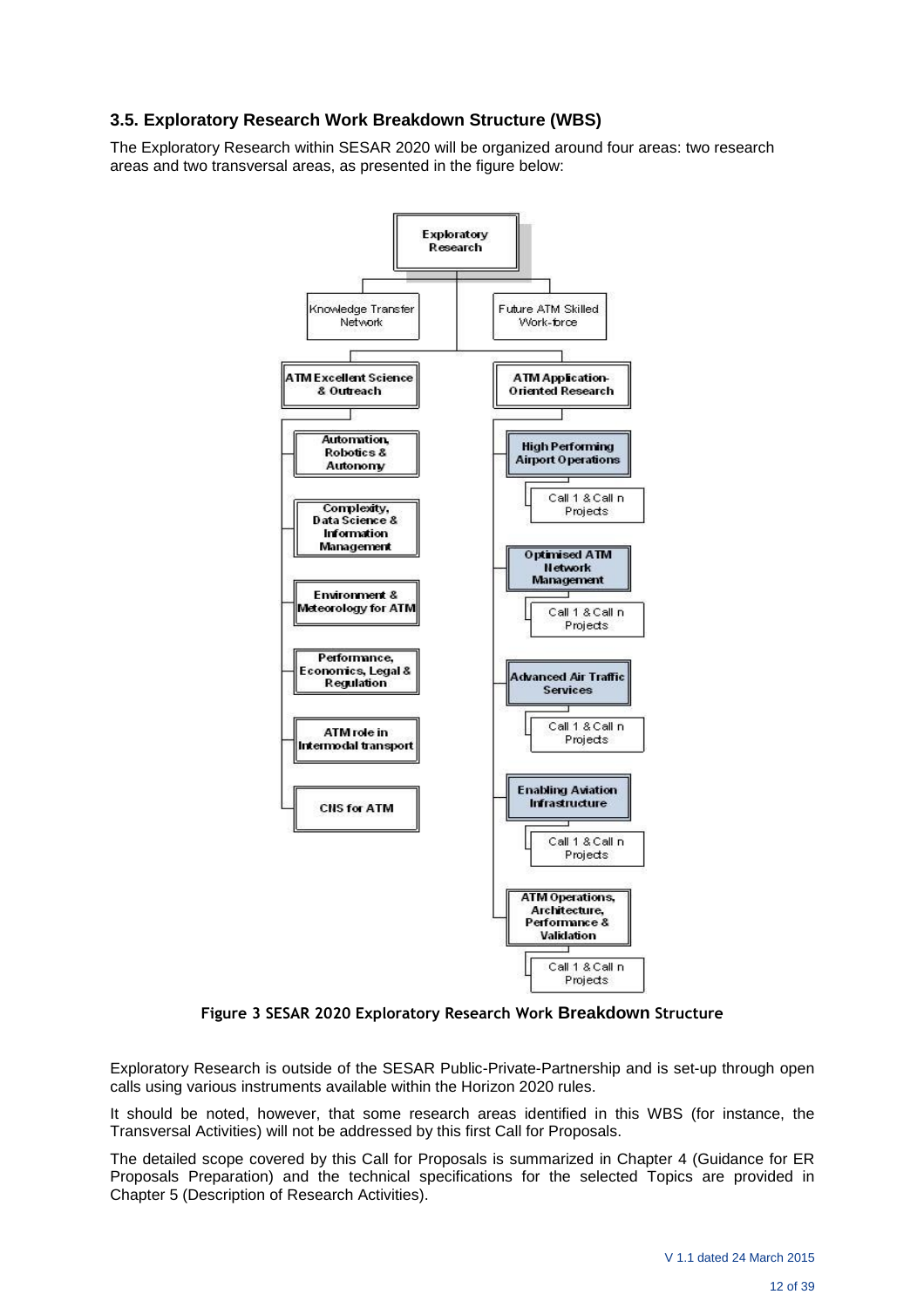### 3.5. Exploratory Research Work Breakdown Structure (WBS)

The Exploratory Research within SESAR 2020 will be organized around four areas: two research areas and two transversal areas, as presented in the figure below:

Figure 3 SESAR 2020 Exploratory Research Work Breakdown Structure

Exploratory Research is outside of the SESAR Public-Private-Partnership and is set-up through open calls using various instruments available within the Horizon 2020 rules.

It should be noted, however, that some research areas identified in this WBS (for instance, the Transversal Activities) will not be addressed by this first Call for Proposals.

The detailed scope covered by this Call for Proposals is summarized in Chapter 4 (Guidance for ER Proposals Preparation) and the technical specifications for the selected Topics are provided in Chapter 5 (Description of Research Activities).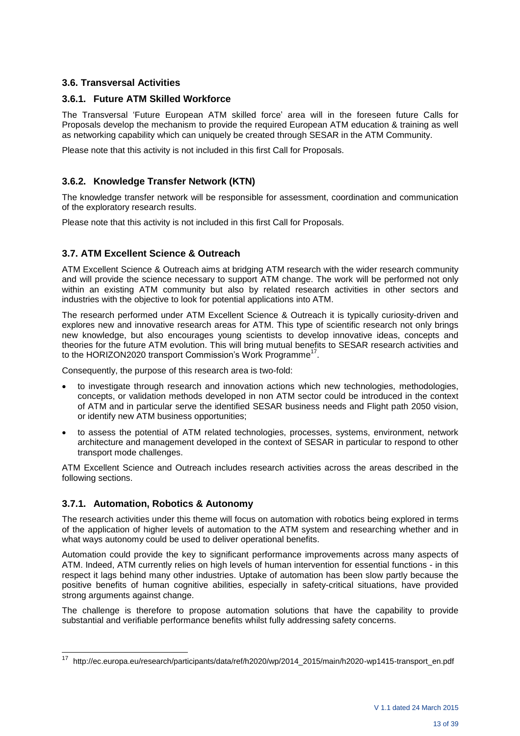## 3.6. Transversal Activities

### 3.6.1. Future ATM Skilled Workforce

The Transversal 'Future European ATM skilled force' area will in the foreseen future Calls for Proposals develop the mechanism to provide the required European ATM education & training as well as networking capability which can uniquely be created through SESAR in the ATM Community.

Please note that this activity is not included in this first Call for Proposals.

### 3.6.2. Knowledge Transfer Network (KTN)

The knowledge transfer network will be responsible for assessment, coordination and communication of the exploratory research results.

Please note that this activity is not included in this first Call for Proposals.

## 3.7. ATM Excellent Science & Outreach

ATM Excellent Science & Outreach aims at bridging ATM research with the wider research community and will provide the science necessary to support ATM change. The work will be performed not only within an existing ATM community but also by related research activities in other sectors and industries with the objective to look for potential applications into ATM.

The research performed under ATM Excellent Science & Outreach it is typically curiosity-driven and explores new and innovative research areas for ATM. This type of scientific research not only brings new knowledge, but also encourages young scientists to develop innovative ideas, concepts and theories for the future ATM evolution. This will bring mutual benefits to SESAR research activities and to the HORIZON2020 transport Commission's Work Programme[17].

Consequently, the purpose of this research area is two-fold:

- to investigate through research and innovation actions which new technologies, methodologies, concepts, or validation methods developed in non ATM sector could be introduced in the context of ATM and in particular serve the identified SESAR business needs and Flight path 2050 vision, or identify new ATM business opportunities;
- to assess the potential of ATM related technologies, processes, systems, environment, network architecture and management developed in the context of SESAR in particular to respond to other transport mode challenges.

ATM Excellent Science and Outreach includes research activities across the areas described in the following sections.

### 3.7.1. Automation, Robotics & Autonomy

The research activities under this theme will focus on automation with robotics being explored in terms of the application of higher levels of automation to the ATM system and researching whether and in what ways autonomy could be used to deliver operational benefits.

Automation could provide the key to significant performance improvements across many aspects of ATM. Indeed, ATM currently relies on high levels of human intervention for essential functions - in this respect it lags behind many other industries. Uptake of automation has been slow partly because the positive benefits of human cognitive abilities, especially in safety-critical situations, have provided strong arguments against change.

The challenge is therefore to propose automation solutions that have the capability to provide substantial and verifiable performance benefits whilst fully addressing safety concerns.

---

[17] http://ec.europa.eu/research/participants/data/ref/h2020/wp/2014_2015/main/h2020-wp1415-transport_en.pdf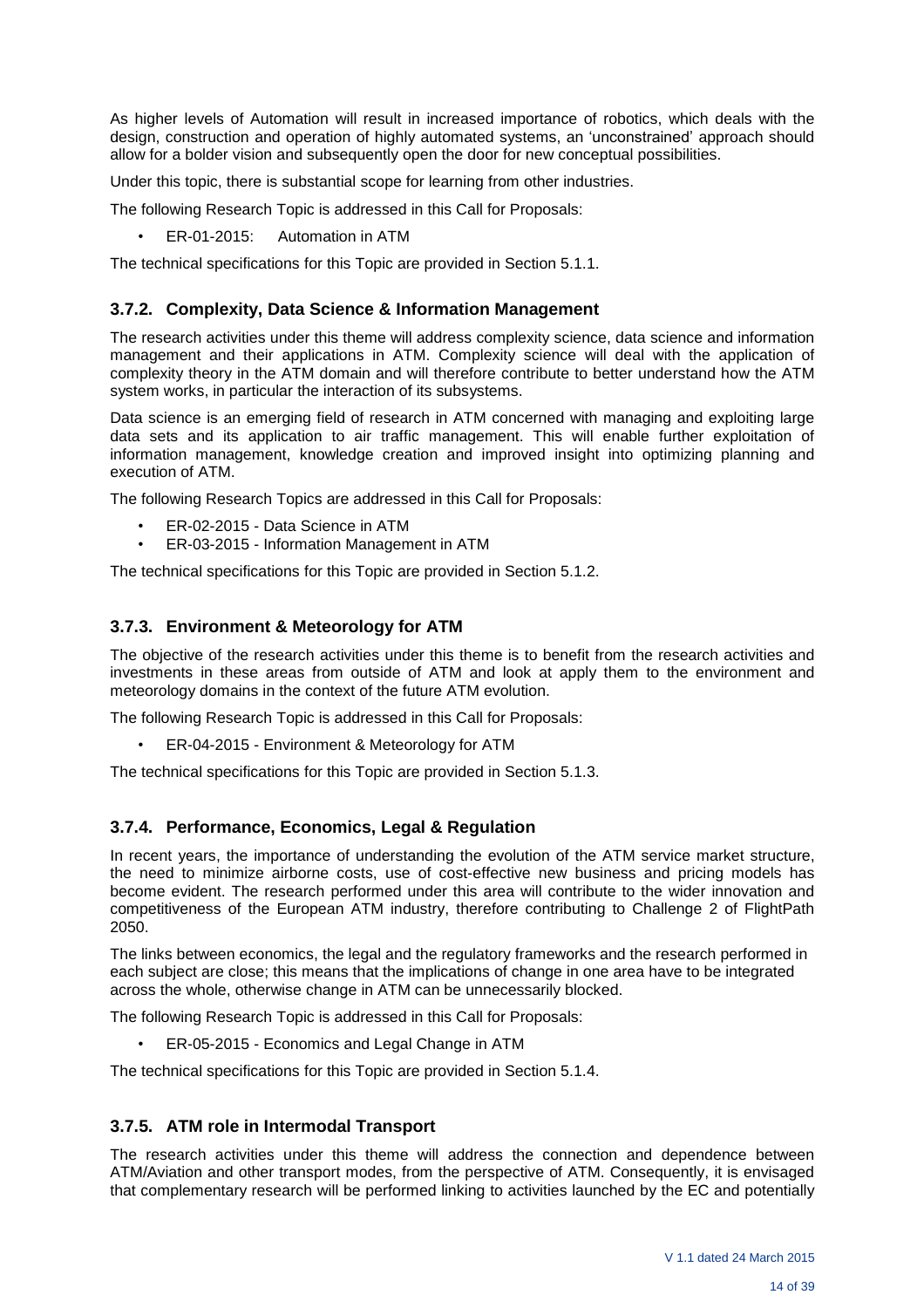As higher levels of Automation will result in increased importance of robotics, which deals with the design, construction and operation of highly automated systems, an 'unconstrained' approach should allow for a bolder vision and subsequently open the door for new conceptual possibilities.

Under this topic, there is substantial scope for learning from other industries.

The following Research Topic is addressed in this Call for Proposals:

- ER-01-2015: Automation in ATM

The technical specifications for this Topic are provided in Section 5.1.1.

### 3.7.2. Complexity, Data Science & Information Management

The research activities under this theme will address complexity science, data science and information management and their applications in ATM. Complexity science will deal with the application of complexity theory in the ATM domain and will therefore contribute to better understand how the ATM system works, in particular the interaction of its subsystems.

Data science is an emerging field of research in ATM concerned with managing and exploiting large data sets and its application to air traffic management. This will enable further exploitation of information management, knowledge creation and improved insight into optimizing planning and execution of ATM.

The following Research Topics are addressed in this Call for Proposals:

- ER-02-2015 - Data Science in ATM
- ER-03-2015 - Information Management in ATM

The technical specifications for this Topic are provided in Section 5.1.2.

### 3.7.3. Environment & Meteorology for ATM

The objective of the research activities under this theme is to benefit from the research activities and investments in these areas from outside of ATM and look at apply them to the environment and meteorology domains in the context of the future ATM evolution.

The following Research Topic is addressed in this Call for Proposals:

- ER-04-2015 - Environment & Meteorology for ATM

The technical specifications for this Topic are provided in Section 5.1.3.

### 3.7.4. Performance, Economics, Legal & Regulation

In recent years, the importance of understanding the evolution of the ATM service market structure, the need to minimize airborne costs, use of cost-effective new business and pricing models has become evident. The research performed under this area will contribute to the wider innovation and competitiveness of the European ATM industry, therefore contributing to Challenge 2 of FlightPath 2050.

The links between economics, the legal and the regulatory frameworks and the research performed in each subject are close; this means that the implications of change in one area have to be integrated across the whole, otherwise change in ATM can be unnecessarily blocked.

The following Research Topic is addressed in this Call for Proposals:

- ER-05-2015 - Economics and Legal Change in ATM

The technical specifications for this Topic are provided in Section 5.1.4.

### 3.7.5. ATM role in Intermodal Transport

The research activities under this theme will address the connection and dependence between ATM/Aviation and other transport modes, from the perspective of ATM. Consequently, it is envisaged that complementary research will be performed linking to activities launched by the EC and potentially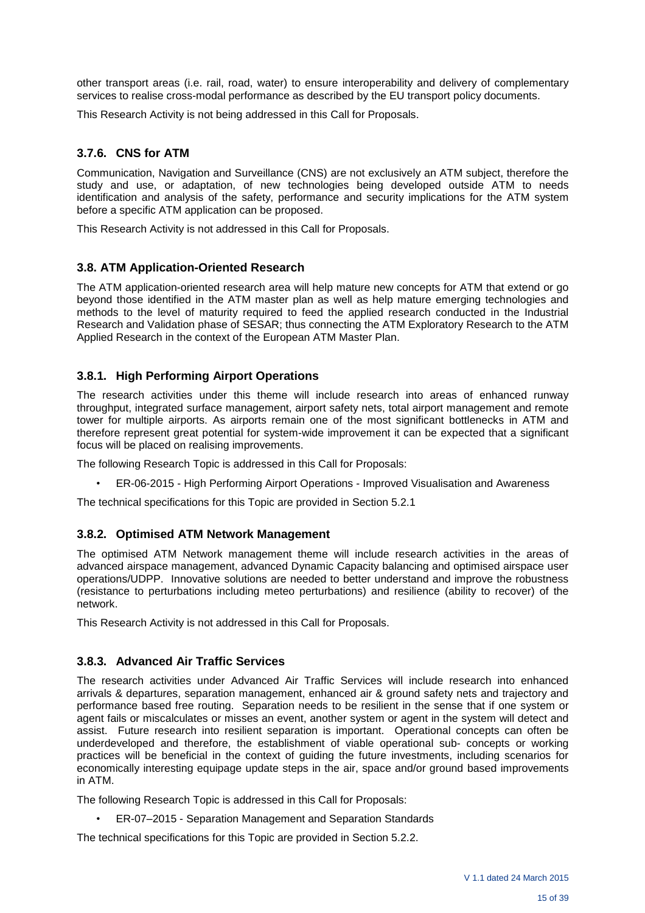other transport areas (i.e. rail, road, water) to ensure interoperability and delivery of complementary services to realise cross-modal performance as described by the EU transport policy documents.

This Research Activity is not being addressed in this Call for Proposals.

### 3.7.6. CNS for ATM

Communication, Navigation and Surveillance (CNS) are not exclusively an ATM subject, therefore the study and use, or adaptation, of new technologies being developed outside ATM to needs identification and analysis of the safety, performance and security implications for the ATM system before a specific ATM application can be proposed.

This Research Activity is not addressed in this Call for Proposals.

## 3.8. ATM Application-Oriented Research

The ATM application-oriented research area will help mature new concepts for ATM that extend or go beyond those identified in the ATM master plan as well as help mature emerging technologies and methods to the level of maturity required to feed the applied research conducted in the Industrial Research and Validation phase of SESAR; thus connecting the ATM Exploratory Research to the ATM Applied Research in the context of the European ATM Master Plan.

### 3.8.1. High Performing Airport Operations

The research activities under this theme will include research into areas of enhanced runway throughput, integrated surface management, airport safety nets, total airport management and remote tower for multiple airports. As airports remain one of the most significant bottlenecks in ATM and therefore represent great potential for system-wide improvement it can be expected that a significant focus will be placed on realising improvements.

The following Research Topic is addressed in this Call for Proposals:

- ER-06-2015 - High Performing Airport Operations - Improved Visualisation and Awareness

The technical specifications for this Topic are provided in Section 5.2.1

### 3.8.2. Optimised ATM Network Management

The optimised ATM Network management theme will include research activities in the areas of advanced airspace management, advanced Dynamic Capacity balancing and optimised airspace user operations/UDPP. Innovative solutions are needed to better understand and improve the robustness (resistance to perturbations including meteo perturbations) and resilience (ability to recover) of the network.

This Research Activity is not addressed in this Call for Proposals.

### 3.8.3. Advanced Air Traffic Services

The research activities under Advanced Air Traffic Services will include research into enhanced arrivals & departures, separation management, enhanced air & ground safety nets and trajectory and performance based free routing. Separation needs to be resilient in the sense that if one system or agent fails or miscalculates or misses an event, another system or agent in the system will detect and assist. Future research into resilient separation is important. Operational concepts can often be underdeveloped and therefore, the establishment of viable operational sub- concepts or working practices will be beneficial in the context of guiding the future investments, including scenarios for economically interesting equipage update steps in the air, space and/or ground based improvements in ATM.

The following Research Topic is addressed in this Call for Proposals:

- ER-07–2015 - Separation Management and Separation Standards

The technical specifications for this Topic are provided in Section 5.2.2.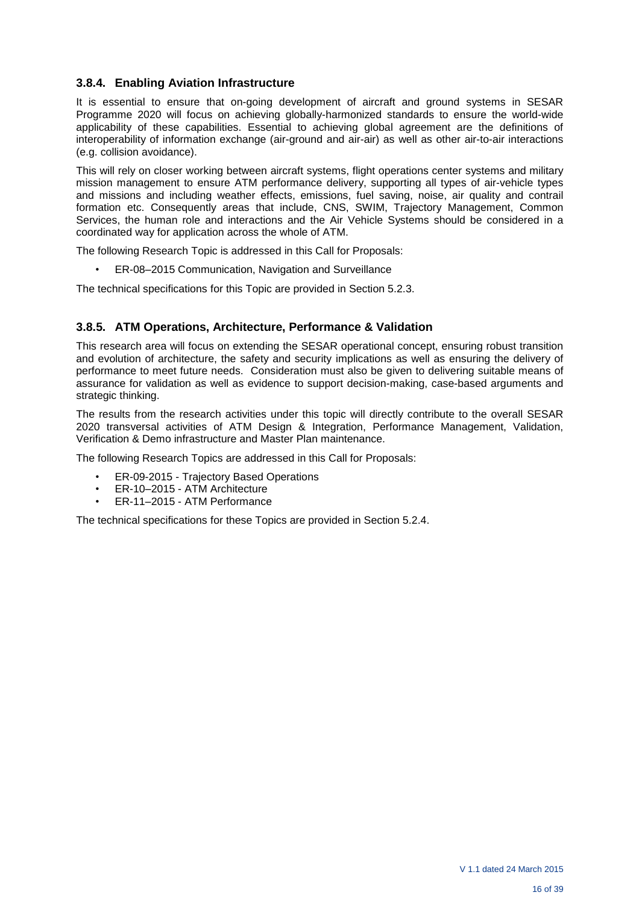### 3.8.4. Enabling Aviation Infrastructure

It is essential to ensure that on-going development of aircraft and ground systems in SESAR Programme 2020 will focus on achieving globally-harmonized standards to ensure the world-wide applicability of these capabilities. Essential to achieving global agreement are the definitions of interoperability of information exchange (air-ground and air-air) as well as other air-to-air interactions (e.g. collision avoidance).

This will rely on closer working between aircraft systems, flight operations center systems and military mission management to ensure ATM performance delivery, supporting all types of air-vehicle types and missions and including weather effects, emissions, fuel saving, noise, air quality and contrail formation etc. Consequently areas that include, CNS, SWIM, Trajectory Management, Common Services, the human role and interactions and the Air Vehicle Systems should be considered in a coordinated way for application across the whole of ATM.

The following Research Topic is addressed in this Call for Proposals:

- ER-08–2015 Communication, Navigation and Surveillance

The technical specifications for this Topic are provided in Section 5.2.3.

### 3.8.5. ATM Operations, Architecture, Performance & Validation

This research area will focus on extending the SESAR operational concept, ensuring robust transition and evolution of architecture, the safety and security implications as well as ensuring the delivery of performance to meet future needs. Consideration must also be given to delivering suitable means of assurance for validation as well as evidence to support decision-making, case-based arguments and strategic thinking.

The results from the research activities under this topic will directly contribute to the overall SESAR 2020 transversal activities of ATM Design & Integration, Performance Management, Validation, Verification & Demo infrastructure and Master Plan maintenance.

The following Research Topics are addressed in this Call for Proposals:

- ER-09-2015 - Trajectory Based Operations
- ER-10–2015 - ATM Architecture
- ER-11–2015 - ATM Performance

The technical specifications for these Topics are provided in Section 5.2.4.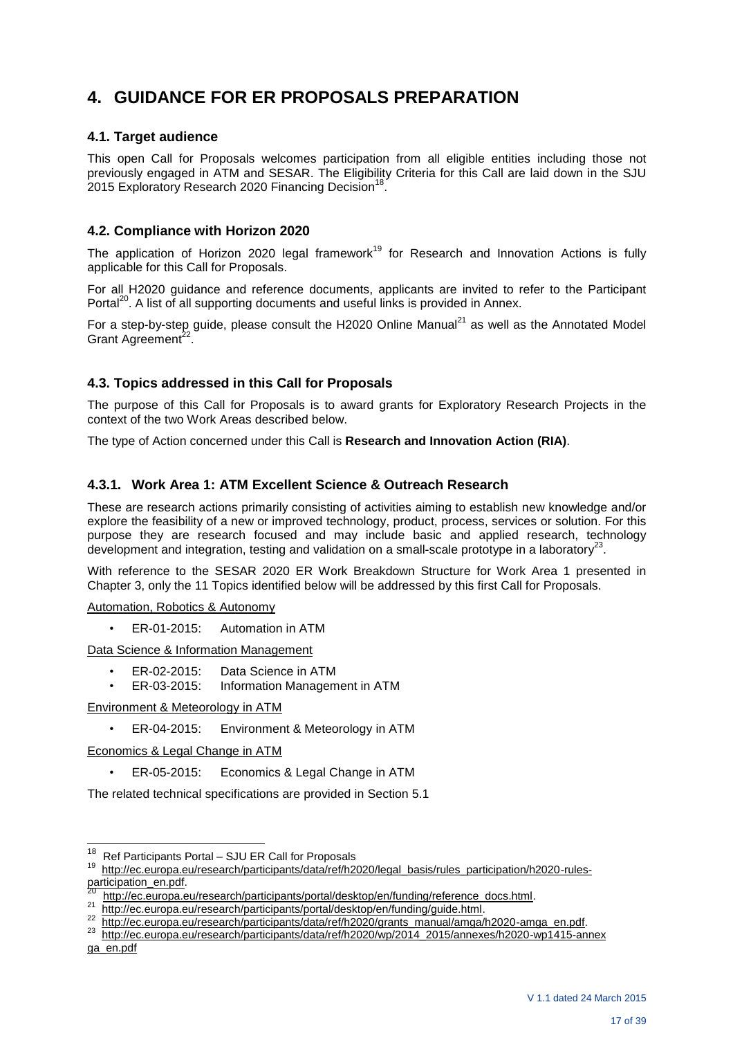# 4. GUIDANCE FOR ER PROPOSALS PREPARATION

## 4.1. Target audience

This open Call for Proposals welcomes participation from all eligible entities including those not previously engaged in ATM and SESAR. The Eligibility Criteria for this Call are laid down in the SJU 2015 Exploratory Research 2020 Financing Decision[18].

## 4.2. Compliance with Horizon 2020

The application of Horizon 2020 legal framework[19] for Research and Innovation Actions is fully applicable for this Call for Proposals.

For all H2020 guidance and reference documents, applicants are invited to refer to the Participant Portal[20]. A list of all supporting documents and useful links is provided in Annex.

For a step-by-step guide, please consult the H2020 Online Manual[21] as well as the Annotated Model Grant Agreement[22].

## 4.3. Topics addressed in this Call for Proposals

The purpose of this Call for Proposals is to award grants for Exploratory Research Projects in the context of the two Work Areas described below.

The type of Action concerned under this Call is **Research and Innovation Action (RIA)**.

### 4.3.1. Work Area 1: ATM Excellent Science & Outreach Research

These are research actions primarily consisting of activities aiming to establish new knowledge and/or explore the feasibility of a new or improved technology, product, process, services or solution. For this purpose they are research focused and may include basic and applied research, technology development and integration, testing and validation on a small-scale prototype in a laboratory[23].

With reference to the SESAR 2020 ER Work Breakdown Structure for Work Area 1 presented in Chapter 3, only the 11 Topics identified below will be addressed by this first Call for Proposals.

Automation, Robotics & Autonomy

- ER-01-2015: Automation in ATM

Data Science & Information Management

- ER-02-2015: Data Science in ATM
- ER-03-2015: Information Management in ATM

Environment & Meteorology in ATM

- ER-04-2015: Environment & Meteorology in ATM

Economics & Legal Change in ATM

- ER-05-2015: Economics & Legal Change in ATM

The related technical specifications are provided in Section 5.1

---

[18] Ref Participants Portal – SJU ER Call for Proposals

[19] http://ec.europa.eu/research/participants/data/ref/h2020/legal_basis/rules_participation/h2020-rules-participation_en.pdf.

[20] http://ec.europa.eu/research/participants/portal/desktop/en/funding/reference_docs.html.

[21] http://ec.europa.eu/research/participants/portal/desktop/en/funding/guide.html.

[22] http://ec.europa.eu/research/participants/data/ref/h2020/grants_manual/amga/h2020-amga_en.pdf.

[23] http://ec.europa.eu/research/participants/data/ref/h2020/wp/2014_2015/annexes/h2020-wp1415-annex ga_en.pdf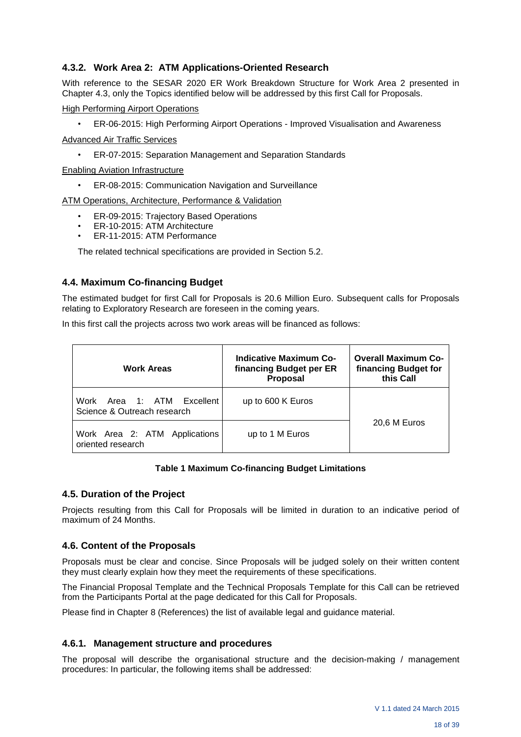### 4.3.2. Work Area 2: ATM Applications-Oriented Research

With reference to the SESAR 2020 ER Work Breakdown Structure for Work Area 2 presented in Chapter 4.3, only the Topics identified below will be addressed by this first Call for Proposals.

High Performing Airport Operations

- ER-06-2015: High Performing Airport Operations - Improved Visualisation and Awareness

Advanced Air Traffic Services

- ER-07-2015: Separation Management and Separation Standards

Enabling Aviation Infrastructure

- ER-08-2015: Communication Navigation and Surveillance

ATM Operations, Architecture, Performance & Validation

- ER-09-2015: Trajectory Based Operations
- ER-10-2015: ATM Architecture
- ER-11-2015: ATM Performance

The related technical specifications are provided in Section 5.2.

## 4.4. Maximum Co-financing Budget

The estimated budget for first Call for Proposals is 20.6 Million Euro. Subsequent calls for Proposals relating to Exploratory Research are foreseen in the coming years.

In this first call the projects across two work areas will be financed as follows:

| Work Areas | Indicative Maximum Co-financing Budget per ER Proposal | Overall Maximum Co-financing Budget for this Call |
|---|---|---|
| Work Area 1: ATM Excellent Science & Outreach research | up to 600 K Euros | 20,6 M Euros |
| Work Area 2: ATM Applications oriented research | up to 1 M Euros | |

**Table 1 Maximum Co-financing Budget Limitations**

## 4.5. Duration of the Project

Projects resulting from this Call for Proposals will be limited in duration to an indicative period of maximum of 24 Months.

## 4.6. Content of the Proposals

Proposals must be clear and concise. Since Proposals will be judged solely on their written content they must clearly explain how they meet the requirements of these specifications.

The Financial Proposal Template and the Technical Proposals Template for this Call can be retrieved from the Participants Portal at the page dedicated for this Call for Proposals.

Please find in Chapter 8 (References) the list of available legal and guidance material.

### 4.6.1. Management structure and procedures

The proposal will describe the organisational structure and the decision-making / management procedures: In particular, the following items shall be addressed: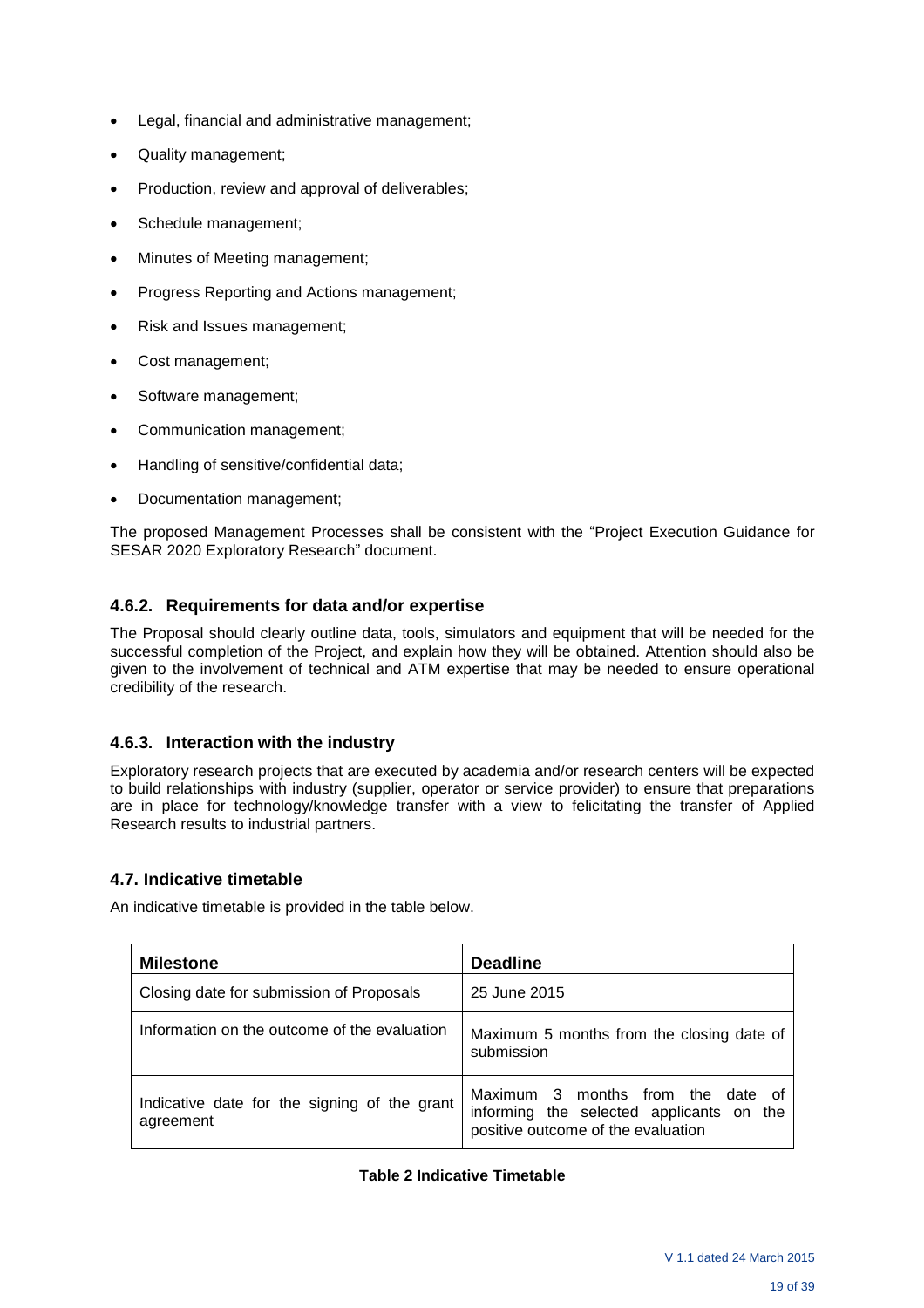- Legal, financial and administrative management;
- Quality management;
- Production, review and approval of deliverables;
- Schedule management;
- Minutes of Meeting management;
- Progress Reporting and Actions management;
- Risk and Issues management;
- Cost management;
- Software management;
- Communication management;
- Handling of sensitive/confidential data;
- Documentation management;

The proposed Management Processes shall be consistent with the "Project Execution Guidance for SESAR 2020 Exploratory Research" document.

### 4.6.2. Requirements for data and/or expertise

The Proposal should clearly outline data, tools, simulators and equipment that will be needed for the successful completion of the Project, and explain how they will be obtained. Attention should also be given to the involvement of technical and ATM expertise that may be needed to ensure operational credibility of the research.

### 4.6.3. Interaction with the industry

Exploratory research projects that are executed by academia and/or research centers will be expected to build relationships with industry (supplier, operator or service provider) to ensure that preparations are in place for technology/knowledge transfer with a view to felicitating the transfer of Applied Research results to industrial partners.

## 4.7. Indicative timetable

An indicative timetable is provided in the table below.

| Milestone | Deadline |
| --- | --- |
| Closing date for submission of Proposals | 25 June 2015 |
| Information on the outcome of the evaluation | Maximum 5 months from the closing date of submission |
| Indicative date for the signing of the grant agreement | Maximum 3 months from the date of informing the selected applicants on the positive outcome of the evaluation |

**Table 2 Indicative Timetable**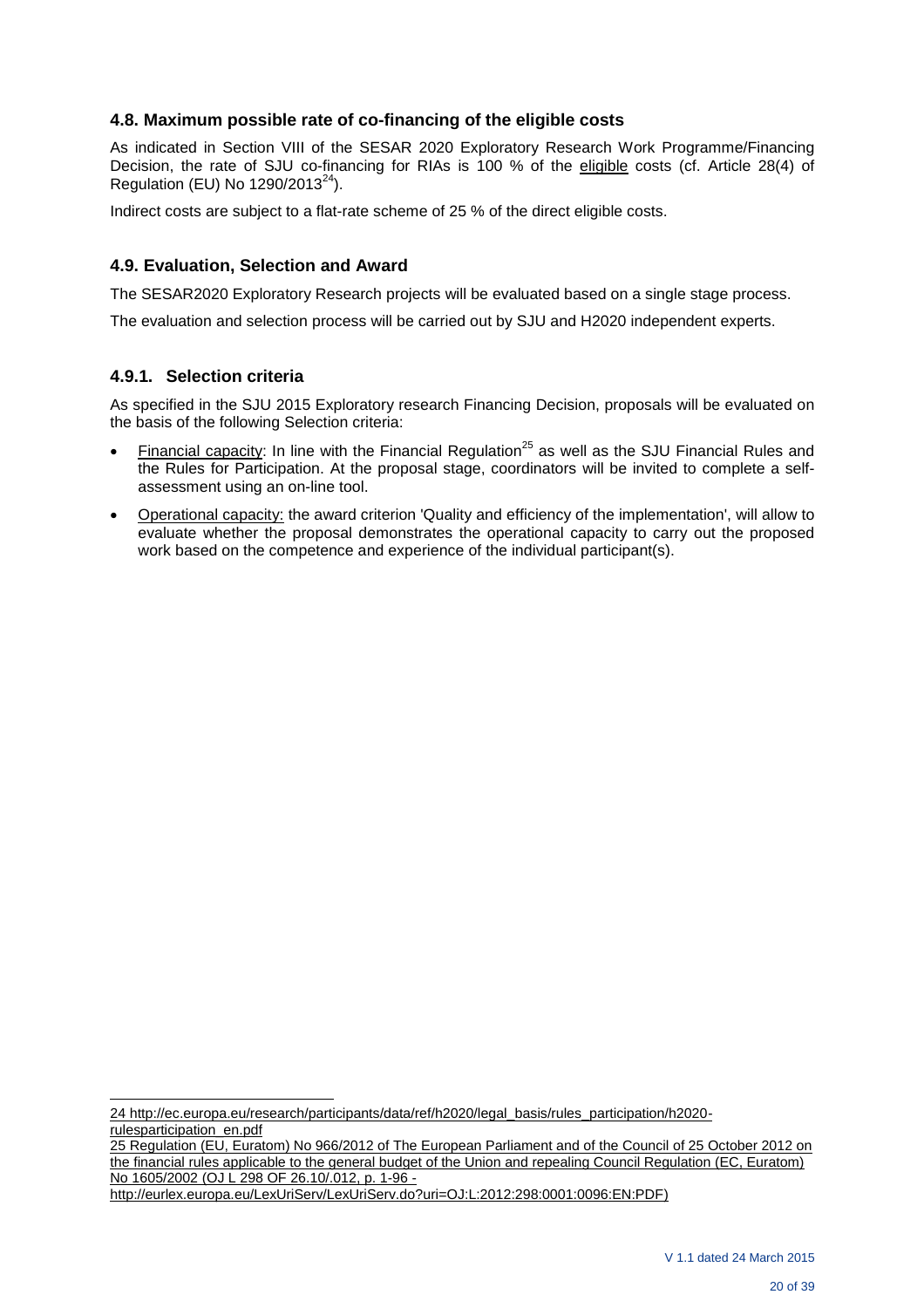### 4.8. Maximum possible rate of co-financing of the eligible costs

As indicated in Section VIII of the SESAR 2020 Exploratory Research Work Programme/Financing Decision, the rate of SJU co-financing for RIAs is 100 % of the eligible costs (cf. Article 28(4) of Regulation (EU) No 1290/2013[24]).

Indirect costs are subject to a flat-rate scheme of 25 % of the direct eligible costs.

### 4.9. Evaluation, Selection and Award

The SESAR2020 Exploratory Research projects will be evaluated based on a single stage process.

The evaluation and selection process will be carried out by SJU and H2020 independent experts.

#### 4.9.1. Selection criteria

As specified in the SJU 2015 Exploratory research Financing Decision, proposals will be evaluated on the basis of the following Selection criteria:

- Financial capacity: In line with the Financial Regulation[25] as well as the SJU Financial Rules and the Rules for Participation. At the proposal stage, coordinators will be invited to complete a self-assessment using an on-line tool.
- Operational capacity: the award criterion 'Quality and efficiency of the implementation', will allow to evaluate whether the proposal demonstrates the operational capacity to carry out the proposed work based on the competence and experience of the individual participant(s).

---

24 http://ec.europa.eu/research/participants/data/ref/h2020/legal_basis/rules_participation/h2020-rulesparticipation_en.pdf

25 Regulation (EU, Euratom) No 966/2012 of The European Parliament and of the Council of 25 October 2012 on the financial rules applicable to the general budget of the Union and repealing Council Regulation (EC, Euratom) No 1605/2002 (OJ L 298 OF 26.10/.012, p. 1-96 - http://eurlex.europa.eu/LexUriServ/LexUriServ.do?uri=OJ:L:2012:298:0001:0096:EN:PDF)

V 1.1 dated 24 March 2015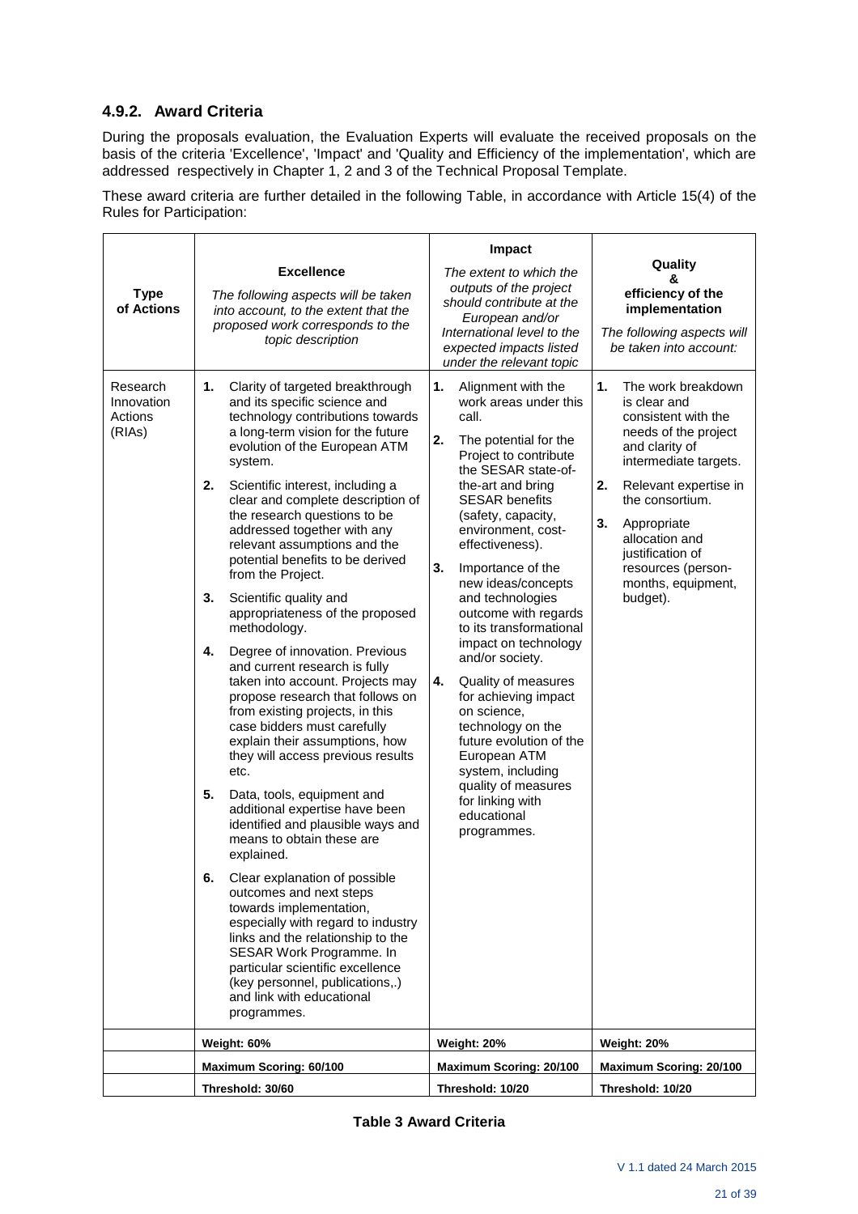### 4.9.2. Award Criteria

During the proposals evaluation, the Evaluation Experts will evaluate the received proposals on the basis of the criteria 'Excellence', 'Impact' and 'Quality and Efficiency of the implementation', which are addressed respectively in Chapter 1, 2 and 3 of the Technical Proposal Template.

These award criteria are further detailed in the following Table, in accordance with Article 15(4) of the Rules for Participation:

| **Type of Actions** | **Excellence**<br>*The following aspects will be taken into account, to the extent that the proposed work corresponds to the topic description* | **Impact**<br>*The extent to which the outputs of the project should contribute at the European and/or International level to the expected impacts listed under the relevant topic* | **Quality & efficiency of the implementation**<br>*The following aspects will be taken into account:* |
|---|---|---|---|
| Research Innovation Actions (RIAs) | **1.** Clarity of targeted breakthrough and its specific science and technology contributions towards a long-term vision for the future evolution of the European ATM system.<br>**2.** Scientific interest, including a clear and complete description of the research questions to be addressed together with any relevant assumptions and the potential benefits to be derived from the Project.<br>**3.** Scientific quality and appropriateness of the proposed methodology.<br>**4.** Degree of innovation. Previous and current research is fully taken into account. Projects may propose research that follows on from existing projects, in this case bidders must carefully explain their assumptions, how they will access previous results etc.<br>**5.** Data, tools, equipment and additional expertise have been identified and plausible ways and means to obtain these are explained.<br>**6.** Clear explanation of possible outcomes and next steps towards implementation, especially with regard to industry links and the relationship to the SESAR Work Programme. In particular scientific excellence (key personnel, publications,.) and link with educational programmes. | **1.** Alignment with the work areas under this call.<br>**2.** The potential for the Project to contribute the SESAR state-of-the-art and bring SESAR benefits (safety, capacity, environment, cost-effectiveness).<br>**3.** Importance of the new ideas/concepts and technologies outcome with regards to its transformational impact on technology and/or society.<br>**4.** Quality of measures for achieving impact on science, technology on the future evolution of the European ATM system, including quality of measures for linking with educational programmes. | **1.** The work breakdown is clear and consistent with the needs of the project and clarity of intermediate targets.<br>**2.** Relevant expertise in the consortium.<br>**3.** Appropriate allocation and justification of resources (person-months, equipment, budget). |
| | **Weight: 60%** | **Weight: 20%** | **Weight: 20%** |
| | **Maximum Scoring: 60/100** | **Maximum Scoring: 20/100** | **Maximum Scoring: 20/100** |
| | **Threshold: 30/60** | **Threshold: 10/20** | **Threshold: 10/20** |

**Table 3 Award Criteria**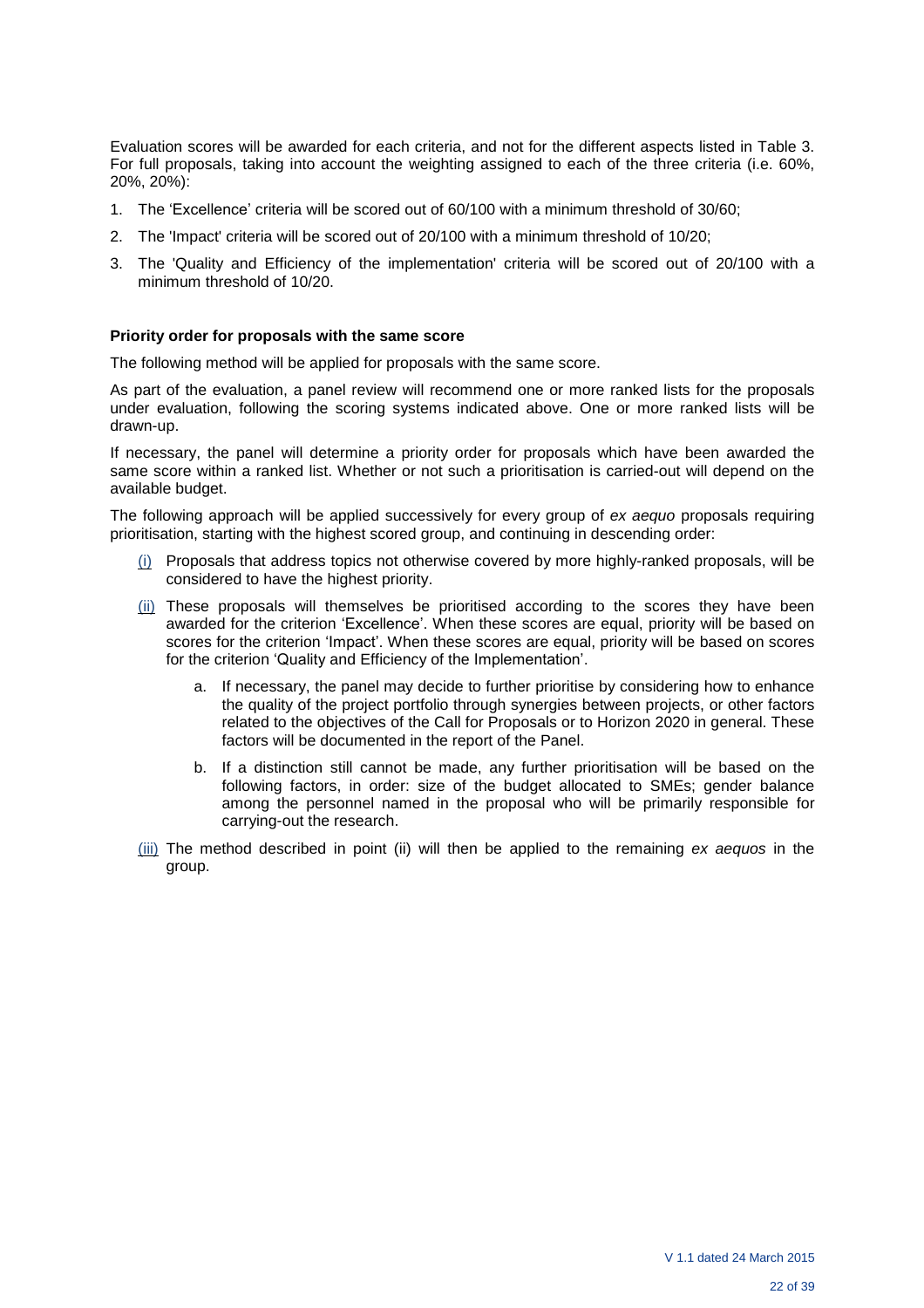Evaluation scores will be awarded for each criteria, and not for the different aspects listed in Table 3. For full proposals, taking into account the weighting assigned to each of the three criteria (i.e. 60%, 20%, 20%):

1. The 'Excellence' criteria will be scored out of 60/100 with a minimum threshold of 30/60;
2. The 'Impact' criteria will be scored out of 20/100 with a minimum threshold of 10/20;
3. The 'Quality and Efficiency of the implementation' criteria will be scored out of 20/100 with a minimum threshold of 10/20.

**Priority order for proposals with the same score**

The following method will be applied for proposals with the same score.

As part of the evaluation, a panel review will recommend one or more ranked lists for the proposals under evaluation, following the scoring systems indicated above. One or more ranked lists will be drawn-up.

If necessary, the panel will determine a priority order for proposals which have been awarded the same score within a ranked list. Whether or not such a prioritisation is carried-out will depend on the available budget.

The following approach will be applied successively for every group of *ex aequo* proposals requiring prioritisation, starting with the highest scored group, and continuing in descending order:

(i) Proposals that address topics not otherwise covered by more highly-ranked proposals, will be considered to have the highest priority.

(ii) These proposals will themselves be prioritised according to the scores they have been awarded for the criterion 'Excellence'. When these scores are equal, priority will be based on scores for the criterion 'Impact'. When these scores are equal, priority will be based on scores for the criterion 'Quality and Efficiency of the Implementation'.

   a. If necessary, the panel may decide to further prioritise by considering how to enhance the quality of the project portfolio through synergies between projects, or other factors related to the objectives of the Call for Proposals or to Horizon 2020 in general. These factors will be documented in the report of the Panel.

   b. If a distinction still cannot be made, any further prioritisation will be based on the following factors, in order: size of the budget allocated to SMEs; gender balance among the personnel named in the proposal who will be primarily responsible for carrying-out the research.

(iii) The method described in point (ii) will then be applied to the remaining *ex aequos* in the group.

V 1.1 dated 24 March 2015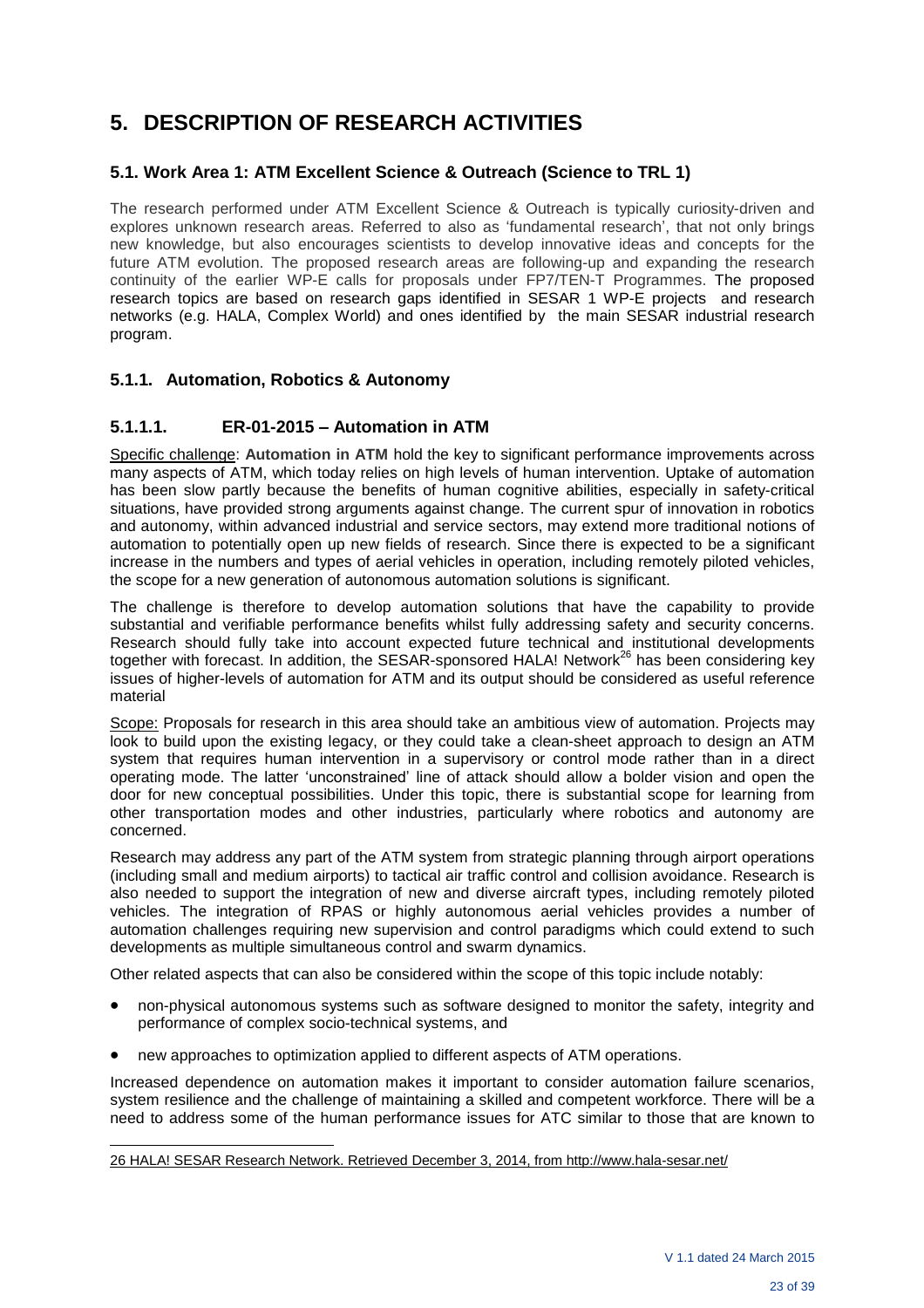# 5. DESCRIPTION OF RESEARCH ACTIVITIES

## 5.1. Work Area 1: ATM Excellent Science & Outreach (Science to TRL 1)

The research performed under ATM Excellent Science & Outreach is typically curiosity-driven and explores unknown research areas. Referred to also as 'fundamental research', that not only brings new knowledge, but also encourages scientists to develop innovative ideas and concepts for the future ATM evolution. The proposed research areas are following-up and expanding the research continuity of the earlier WP-E calls for proposals under FP7/TEN-T Programmes. The proposed research topics are based on research gaps identified in SESAR 1 WP-E projects and research networks (e.g. HALA, Complex World) and ones identified by the main SESAR industrial research program.

### 5.1.1. Automation, Robotics & Autonomy

#### 5.1.1.1. ER-01-2015 – Automation in ATM

Specific challenge: **Automation in ATM** hold the key to significant performance improvements across many aspects of ATM, which today relies on high levels of human intervention. Uptake of automation has been slow partly because the benefits of human cognitive abilities, especially in safety-critical situations, have provided strong arguments against change. The current spur of innovation in robotics and autonomy, within advanced industrial and service sectors, may extend more traditional notions of automation to potentially open up new fields of research. Since there is expected to be a significant increase in the numbers and types of aerial vehicles in operation, including remotely piloted vehicles, the scope for a new generation of autonomous automation solutions is significant.

The challenge is therefore to develop automation solutions that have the capability to provide substantial and verifiable performance benefits whilst fully addressing safety and security concerns. Research should fully take into account expected future technical and institutional developments together with forecast. In addition, the SESAR-sponsored HALA! Network[26] has been considering key issues of higher-levels of automation for ATM and its output should be considered as useful reference material

Scope: Proposals for research in this area should take an ambitious view of automation. Projects may look to build upon the existing legacy, or they could take a clean-sheet approach to design an ATM system that requires human intervention in a supervisory or control mode rather than in a direct operating mode. The latter 'unconstrained' line of attack should allow a bolder vision and open the door for new conceptual possibilities. Under this topic, there is substantial scope for learning from other transportation modes and other industries, particularly where robotics and autonomy are concerned.

Research may address any part of the ATM system from strategic planning through airport operations (including small and medium airports) to tactical air traffic control and collision avoidance. Research is also needed to support the integration of new and diverse aircraft types, including remotely piloted vehicles. The integration of RPAS or highly autonomous aerial vehicles provides a number of automation challenges requiring new supervision and control paradigms which could extend to such developments as multiple simultaneous control and swarm dynamics.

Other related aspects that can also be considered within the scope of this topic include notably:

- non-physical autonomous systems such as software designed to monitor the safety, integrity and performance of complex socio-technical systems, and
- new approaches to optimization applied to different aspects of ATM operations.

Increased dependence on automation makes it important to consider automation failure scenarios, system resilience and the challenge of maintaining a skilled and competent workforce. There will be a need to address some of the human performance issues for ATC similar to those that are known to

[26] HALA! SESAR Research Network. Retrieved December 3, 2014, from http://www.hala-sesar.net/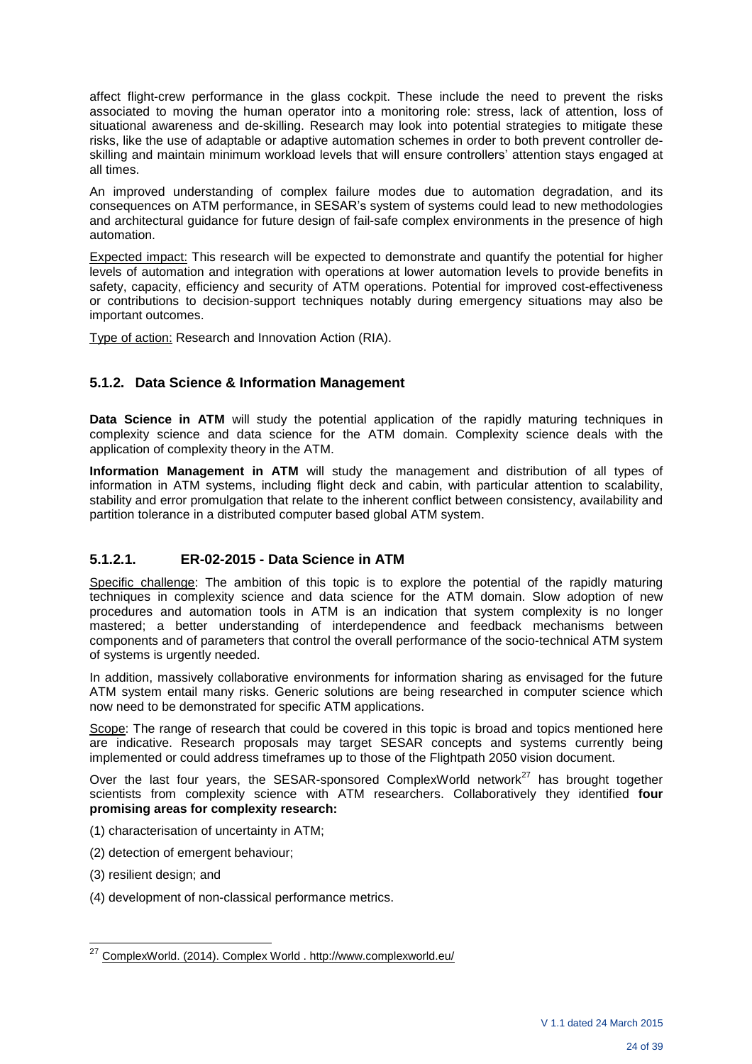affect flight-crew performance in the glass cockpit. These include the need to prevent the risks associated to moving the human operator into a monitoring role: stress, lack of attention, loss of situational awareness and de-skilling. Research may look into potential strategies to mitigate these risks, like the use of adaptable or adaptive automation schemes in order to both prevent controller de-skilling and maintain minimum workload levels that will ensure controllers' attention stays engaged at all times.

An improved understanding of complex failure modes due to automation degradation, and its consequences on ATM performance, in SESAR's system of systems could lead to new methodologies and architectural guidance for future design of fail-safe complex environments in the presence of high automation.

Expected impact: This research will be expected to demonstrate and quantify the potential for higher levels of automation and integration with operations at lower automation levels to provide benefits in safety, capacity, efficiency and security of ATM operations. Potential for improved cost-effectiveness or contributions to decision-support techniques notably during emergency situations may also be important outcomes.

Type of action: Research and Innovation Action (RIA).

### 5.1.2. Data Science & Information Management

**Data Science in ATM** will study the potential application of the rapidly maturing techniques in complexity science and data science for the ATM domain. Complexity science deals with the application of complexity theory in the ATM.

**Information Management in ATM** will study the management and distribution of all types of information in ATM systems, including flight deck and cabin, with particular attention to scalability, stability and error promulgation that relate to the inherent conflict between consistency, availability and partition tolerance in a distributed computer based global ATM system.

#### 5.1.2.1. ER-02-2015 - Data Science in ATM

Specific challenge: The ambition of this topic is to explore the potential of the rapidly maturing techniques in complexity science and data science for the ATM domain. Slow adoption of new procedures and automation tools in ATM is an indication that system complexity is no longer mastered; a better understanding of interdependence and feedback mechanisms between components and of parameters that control the overall performance of the socio-technical ATM system of systems is urgently needed.

In addition, massively collaborative environments for information sharing as envisaged for the future ATM system entail many risks. Generic solutions are being researched in computer science which now need to be demonstrated for specific ATM applications.

Scope: The range of research that could be covered in this topic is broad and topics mentioned here are indicative. Research proposals may target SESAR concepts and systems currently being implemented or could address timeframes up to those of the Flightpath 2050 vision document.

Over the last four years, the SESAR-sponsored ComplexWorld network[27] has brought together scientists from complexity science with ATM researchers. Collaboratively they identified **four promising areas for complexity research:**

(1) characterisation of uncertainty in ATM;

(2) detection of emergent behaviour;

(3) resilient design; and

(4) development of non-classical performance metrics.

[27] ComplexWorld. (2014). Complex World . http://www.complexworld.eu/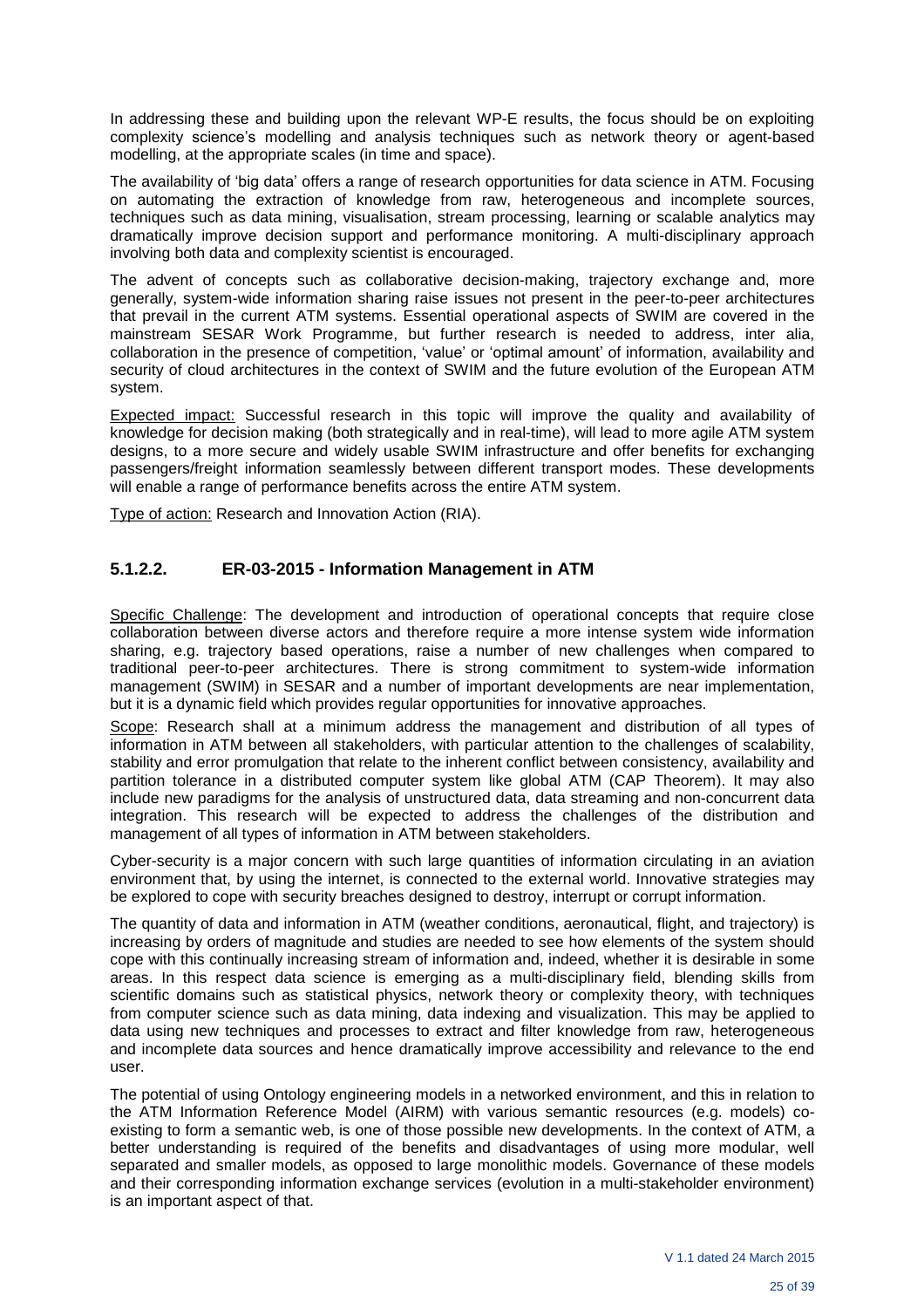In addressing these and building upon the relevant WP-E results, the focus should be on exploiting complexity science's modelling and analysis techniques such as network theory or agent-based modelling, at the appropriate scales (in time and space).

The availability of 'big data' offers a range of research opportunities for data science in ATM. Focusing on automating the extraction of knowledge from raw, heterogeneous and incomplete sources, techniques such as data mining, visualisation, stream processing, learning or scalable analytics may dramatically improve decision support and performance monitoring. A multi-disciplinary approach involving both data and complexity scientist is encouraged.

The advent of concepts such as collaborative decision-making, trajectory exchange and, more generally, system-wide information sharing raise issues not present in the peer-to-peer architectures that prevail in the current ATM systems. Essential operational aspects of SWIM are covered in the mainstream SESAR Work Programme, but further research is needed to address, inter alia, collaboration in the presence of competition, 'value' or 'optimal amount' of information, availability and security of cloud architectures in the context of SWIM and the future evolution of the European ATM system.

Expected impact: Successful research in this topic will improve the quality and availability of knowledge for decision making (both strategically and in real-time), will lead to more agile ATM system designs, to a more secure and widely usable SWIM infrastructure and offer benefits for exchanging passengers/freight information seamlessly between different transport modes. These developments will enable a range of performance benefits across the entire ATM system.

Type of action: Research and Innovation Action (RIA).

### 5.1.2.2. ER-03-2015 - Information Management in ATM

Specific Challenge: The development and introduction of operational concepts that require close collaboration between diverse actors and therefore require a more intense system wide information sharing, e.g. trajectory based operations, raise a number of new challenges when compared to traditional peer-to-peer architectures. There is strong commitment to system-wide information management (SWIM) in SESAR and a number of important developments are near implementation, but it is a dynamic field which provides regular opportunities for innovative approaches.

Scope: Research shall at a minimum address the management and distribution of all types of information in ATM between all stakeholders, with particular attention to the challenges of scalability, stability and error promulgation that relate to the inherent conflict between consistency, availability and partition tolerance in a distributed computer system like global ATM (CAP Theorem). It may also include new paradigms for the analysis of unstructured data, data streaming and non-concurrent data integration. This research will be expected to address the challenges of the distribution and management of all types of information in ATM between stakeholders.

Cyber-security is a major concern with such large quantities of information circulating in an aviation environment that, by using the internet, is connected to the external world. Innovative strategies may be explored to cope with security breaches designed to destroy, interrupt or corrupt information.

The quantity of data and information in ATM (weather conditions, aeronautical, flight, and trajectory) is increasing by orders of magnitude and studies are needed to see how elements of the system should cope with this continually increasing stream of information and, indeed, whether it is desirable in some areas. In this respect data science is emerging as a multi-disciplinary field, blending skills from scientific domains such as statistical physics, network theory or complexity theory, with techniques from computer science such as data mining, data indexing and visualization. This may be applied to data using new techniques and processes to extract and filter knowledge from raw, heterogeneous and incomplete data sources and hence dramatically improve accessibility and relevance to the end user.

The potential of using Ontology engineering models in a networked environment, and this in relation to the ATM Information Reference Model (AIRM) with various semantic resources (e.g. models) co-existing to form a semantic web, is one of those possible new developments. In the context of ATM, a better understanding is required of the benefits and disadvantages of using more modular, well separated and smaller models, as opposed to large monolithic models. Governance of these models and their corresponding information exchange services (evolution in a multi-stakeholder environment) is an important aspect of that.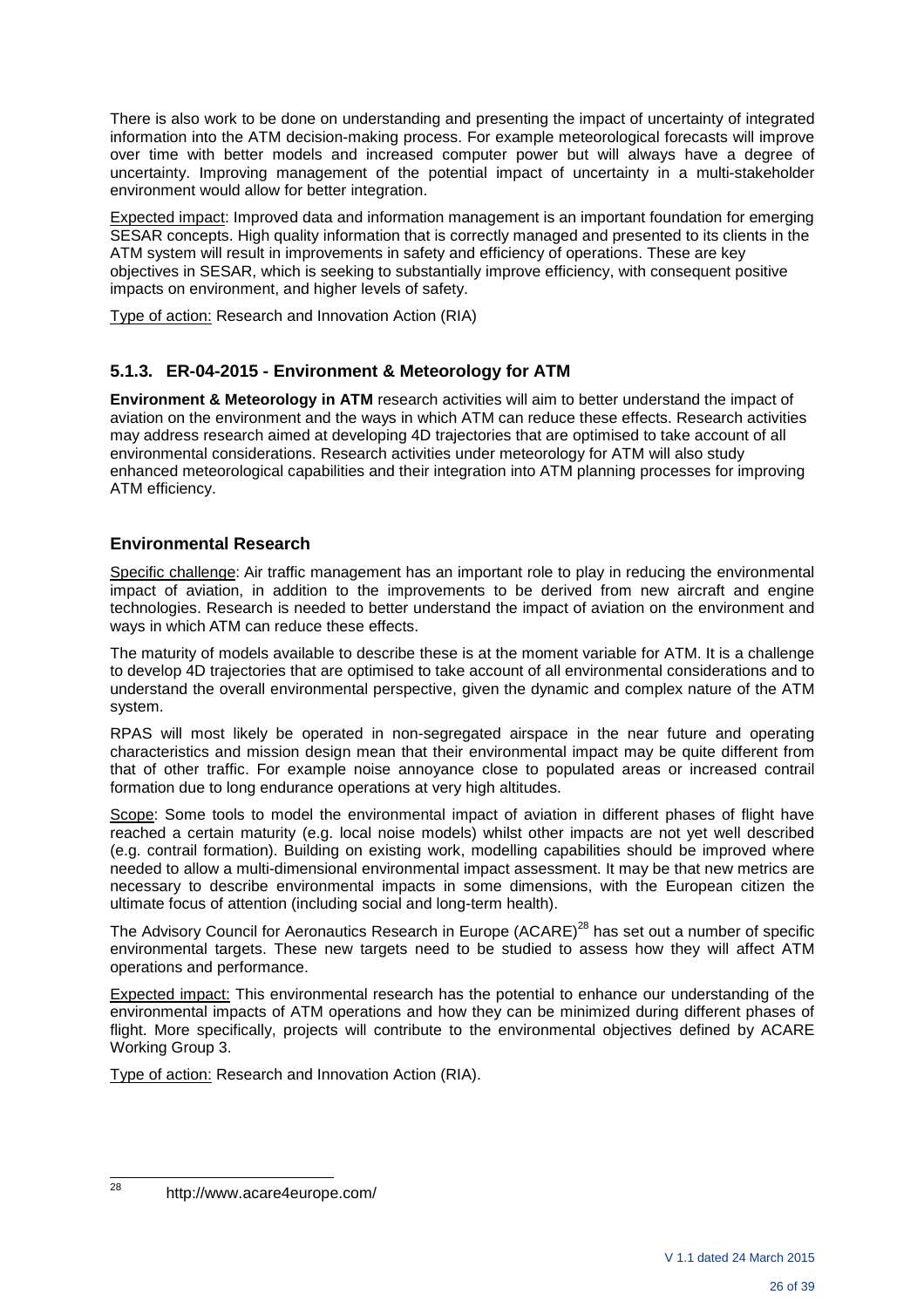There is also work to be done on understanding and presenting the impact of uncertainty of integrated information into the ATM decision-making process. For example meteorological forecasts will improve over time with better models and increased computer power but will always have a degree of uncertainty. Improving management of the potential impact of uncertainty in a multi-stakeholder environment would allow for better integration.

Expected impact: Improved data and information management is an important foundation for emerging SESAR concepts. High quality information that is correctly managed and presented to its clients in the ATM system will result in improvements in safety and efficiency of operations. These are key objectives in SESAR, which is seeking to substantially improve efficiency, with consequent positive impacts on environment, and higher levels of safety.

Type of action: Research and Innovation Action (RIA)

### 5.1.3. ER-04-2015 - Environment & Meteorology for ATM

**Environment & Meteorology in ATM** research activities will aim to better understand the impact of aviation on the environment and the ways in which ATM can reduce these effects. Research activities may address research aimed at developing 4D trajectories that are optimised to take account of all environmental considerations. Research activities under meteorology for ATM will also study enhanced meteorological capabilities and their integration into ATM planning processes for improving ATM efficiency.

### Environmental Research

Specific challenge: Air traffic management has an important role to play in reducing the environmental impact of aviation, in addition to the improvements to be derived from new aircraft and engine technologies. Research is needed to better understand the impact of aviation on the environment and ways in which ATM can reduce these effects.

The maturity of models available to describe these is at the moment variable for ATM. It is a challenge to develop 4D trajectories that are optimised to take account of all environmental considerations and to understand the overall environmental perspective, given the dynamic and complex nature of the ATM system.

RPAS will most likely be operated in non-segregated airspace in the near future and operating characteristics and mission design mean that their environmental impact may be quite different from that of other traffic. For example noise annoyance close to populated areas or increased contrail formation due to long endurance operations at very high altitudes.

Scope: Some tools to model the environmental impact of aviation in different phases of flight have reached a certain maturity (e.g. local noise models) whilst other impacts are not yet well described (e.g. contrail formation). Building on existing work, modelling capabilities should be improved where needed to allow a multi-dimensional environmental impact assessment. It may be that new metrics are necessary to describe environmental impacts in some dimensions, with the European citizen the ultimate focus of attention (including social and long-term health).

The Advisory Council for Aeronautics Research in Europe (ACARE)[28] has set out a number of specific environmental targets. These new targets need to be studied to assess how they will affect ATM operations and performance.

Expected impact: This environmental research has the potential to enhance our understanding of the environmental impacts of ATM operations and how they can be minimized during different phases of flight. More specifically, projects will contribute to the environmental objectives defined by ACARE Working Group 3.

Type of action: Research and Innovation Action (RIA).

---

[28] http://www.acare4europe.com/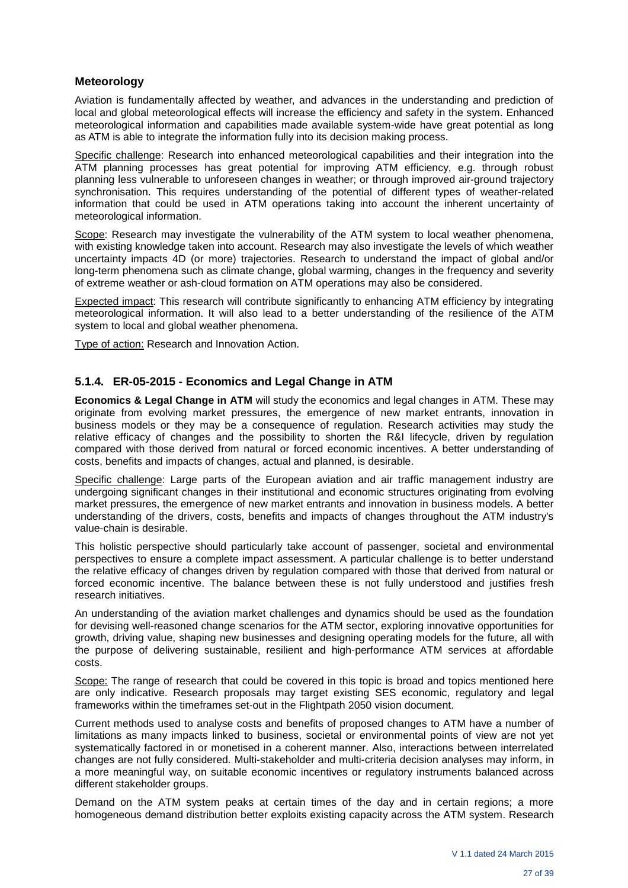### Meteorology

Aviation is fundamentally affected by weather, and advances in the understanding and prediction of local and global meteorological effects will increase the efficiency and safety in the system. Enhanced meteorological information and capabilities made available system-wide have great potential as long as ATM is able to integrate the information fully into its decision making process.

Specific challenge: Research into enhanced meteorological capabilities and their integration into the ATM planning processes has great potential for improving ATM efficiency, e.g. through robust planning less vulnerable to unforeseen changes in weather; or through improved air-ground trajectory synchronisation. This requires understanding of the potential of different types of weather-related information that could be used in ATM operations taking into account the inherent uncertainty of meteorological information.

Scope: Research may investigate the vulnerability of the ATM system to local weather phenomena, with existing knowledge taken into account. Research may also investigate the levels of which weather uncertainty impacts 4D (or more) trajectories. Research to understand the impact of global and/or long-term phenomena such as climate change, global warming, changes in the frequency and severity of extreme weather or ash-cloud formation on ATM operations may also be considered.

Expected impact: This research will contribute significantly to enhancing ATM efficiency by integrating meteorological information. It will also lead to a better understanding of the resilience of the ATM system to local and global weather phenomena.

Type of action: Research and Innovation Action.

### 5.1.4. ER-05-2015 - Economics and Legal Change in ATM

**Economics & Legal Change in ATM** will study the economics and legal changes in ATM. These may originate from evolving market pressures, the emergence of new market entrants, innovation in business models or they may be a consequence of regulation. Research activities may study the relative efficacy of changes and the possibility to shorten the R&I lifecycle, driven by regulation compared with those derived from natural or forced economic incentives. A better understanding of costs, benefits and impacts of changes, actual and planned, is desirable.

Specific challenge: Large parts of the European aviation and air traffic management industry are undergoing significant changes in their institutional and economic structures originating from evolving market pressures, the emergence of new market entrants and innovation in business models. A better understanding of the drivers, costs, benefits and impacts of changes throughout the ATM industry's value-chain is desirable.

This holistic perspective should particularly take account of passenger, societal and environmental perspectives to ensure a complete impact assessment. A particular challenge is to better understand the relative efficacy of changes driven by regulation compared with those that derived from natural or forced economic incentive. The balance between these is not fully understood and justifies fresh research initiatives.

An understanding of the aviation market challenges and dynamics should be used as the foundation for devising well-reasoned change scenarios for the ATM sector, exploring innovative opportunities for growth, driving value, shaping new businesses and designing operating models for the future, all with the purpose of delivering sustainable, resilient and high-performance ATM services at affordable costs.

Scope: The range of research that could be covered in this topic is broad and topics mentioned here are only indicative. Research proposals may target existing SES economic, regulatory and legal frameworks within the timeframes set-out in the Flightpath 2050 vision document.

Current methods used to analyse costs and benefits of proposed changes to ATM have a number of limitations as many impacts linked to business, societal or environmental points of view are not yet systematically factored in or monetised in a coherent manner. Also, interactions between interrelated changes are not fully considered. Multi-stakeholder and multi-criteria decision analyses may inform, in a more meaningful way, on suitable economic incentives or regulatory instruments balanced across different stakeholder groups.

Demand on the ATM system peaks at certain times of the day and in certain regions; a more homogeneous demand distribution better exploits existing capacity across the ATM system. Research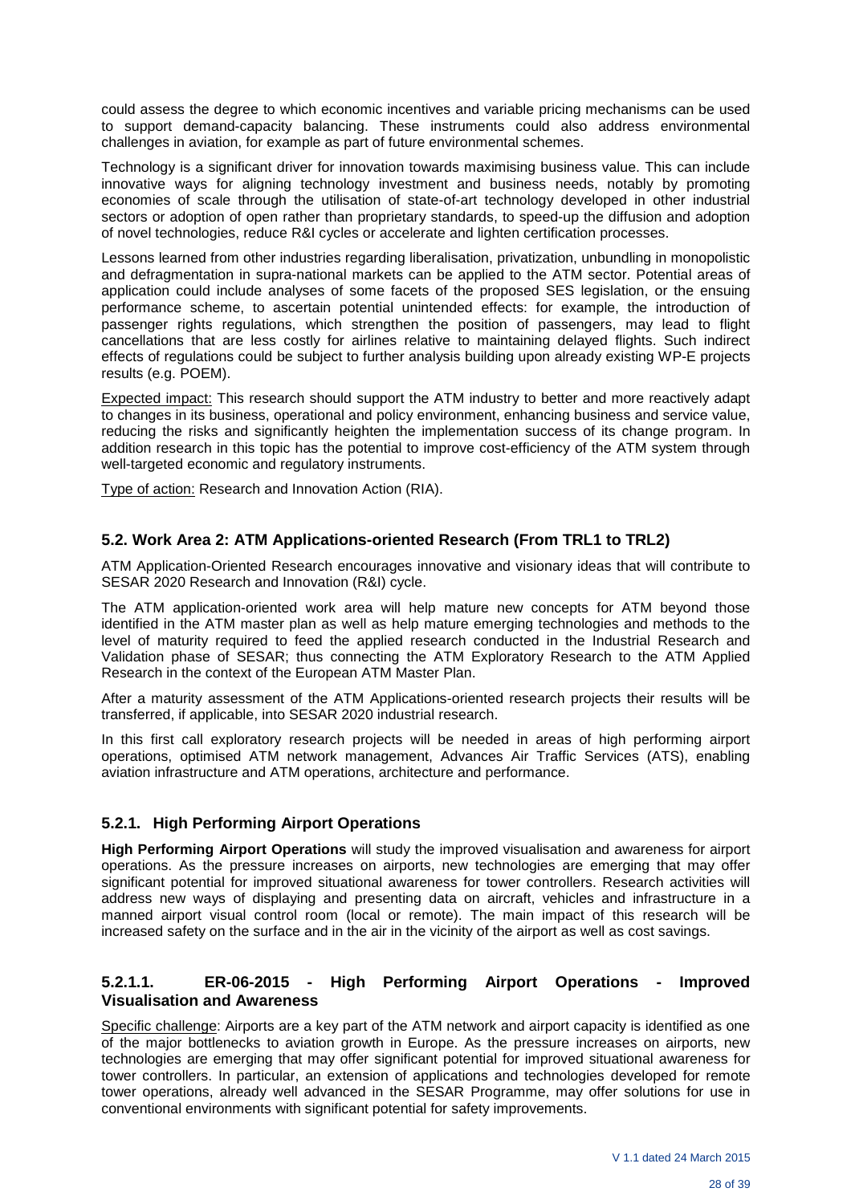could assess the degree to which economic incentives and variable pricing mechanisms can be used to support demand-capacity balancing. These instruments could also address environmental challenges in aviation, for example as part of future environmental schemes.

Technology is a significant driver for innovation towards maximising business value. This can include innovative ways for aligning technology investment and business needs, notably by promoting economies of scale through the utilisation of state-of-art technology developed in other industrial sectors or adoption of open rather than proprietary standards, to speed-up the diffusion and adoption of novel technologies, reduce R&I cycles or accelerate and lighten certification processes.

Lessons learned from other industries regarding liberalisation, privatization, unbundling in monopolistic and defragmentation in supra-national markets can be applied to the ATM sector. Potential areas of application could include analyses of some facets of the proposed SES legislation, or the ensuing performance scheme, to ascertain potential unintended effects: for example, the introduction of passenger rights regulations, which strengthen the position of passengers, may lead to flight cancellations that are less costly for airlines relative to maintaining delayed flights. Such indirect effects of regulations could be subject to further analysis building upon already existing WP-E projects results (e.g. POEM).

Expected impact: This research should support the ATM industry to better and more reactively adapt to changes in its business, operational and policy environment, enhancing business and service value, reducing the risks and significantly heighten the implementation success of its change program. In addition research in this topic has the potential to improve cost-efficiency of the ATM system through well-targeted economic and regulatory instruments.

Type of action: Research and Innovation Action (RIA).

## 5.2. Work Area 2: ATM Applications-oriented Research (From TRL1 to TRL2)

ATM Application-Oriented Research encourages innovative and visionary ideas that will contribute to SESAR 2020 Research and Innovation (R&I) cycle.

The ATM application-oriented work area will help mature new concepts for ATM beyond those identified in the ATM master plan as well as help mature emerging technologies and methods to the level of maturity required to feed the applied research conducted in the Industrial Research and Validation phase of SESAR; thus connecting the ATM Exploratory Research to the ATM Applied Research in the context of the European ATM Master Plan.

After a maturity assessment of the ATM Applications-oriented research projects their results will be transferred, if applicable, into SESAR 2020 industrial research.

In this first call exploratory research projects will be needed in areas of high performing airport operations, optimised ATM network management, Advances Air Traffic Services (ATS), enabling aviation infrastructure and ATM operations, architecture and performance.

### 5.2.1. High Performing Airport Operations

**High Performing Airport Operations** will study the improved visualisation and awareness for airport operations. As the pressure increases on airports, new technologies are emerging that may offer significant potential for improved situational awareness for tower controllers. Research activities will address new ways of displaying and presenting data on aircraft, vehicles and infrastructure in a manned airport visual control room (local or remote). The main impact of this research will be increased safety on the surface and in the air in the vicinity of the airport as well as cost savings.

#### 5.2.1.1. ER-06-2015 - High Performing Airport Operations - Improved Visualisation and Awareness

Specific challenge: Airports are a key part of the ATM network and airport capacity is identified as one of the major bottlenecks to aviation growth in Europe. As the pressure increases on airports, new technologies are emerging that may offer significant potential for improved situational awareness for tower controllers. In particular, an extension of applications and technologies developed for remote tower operations, already well advanced in the SESAR Programme, may offer solutions for use in conventional environments with significant potential for safety improvements.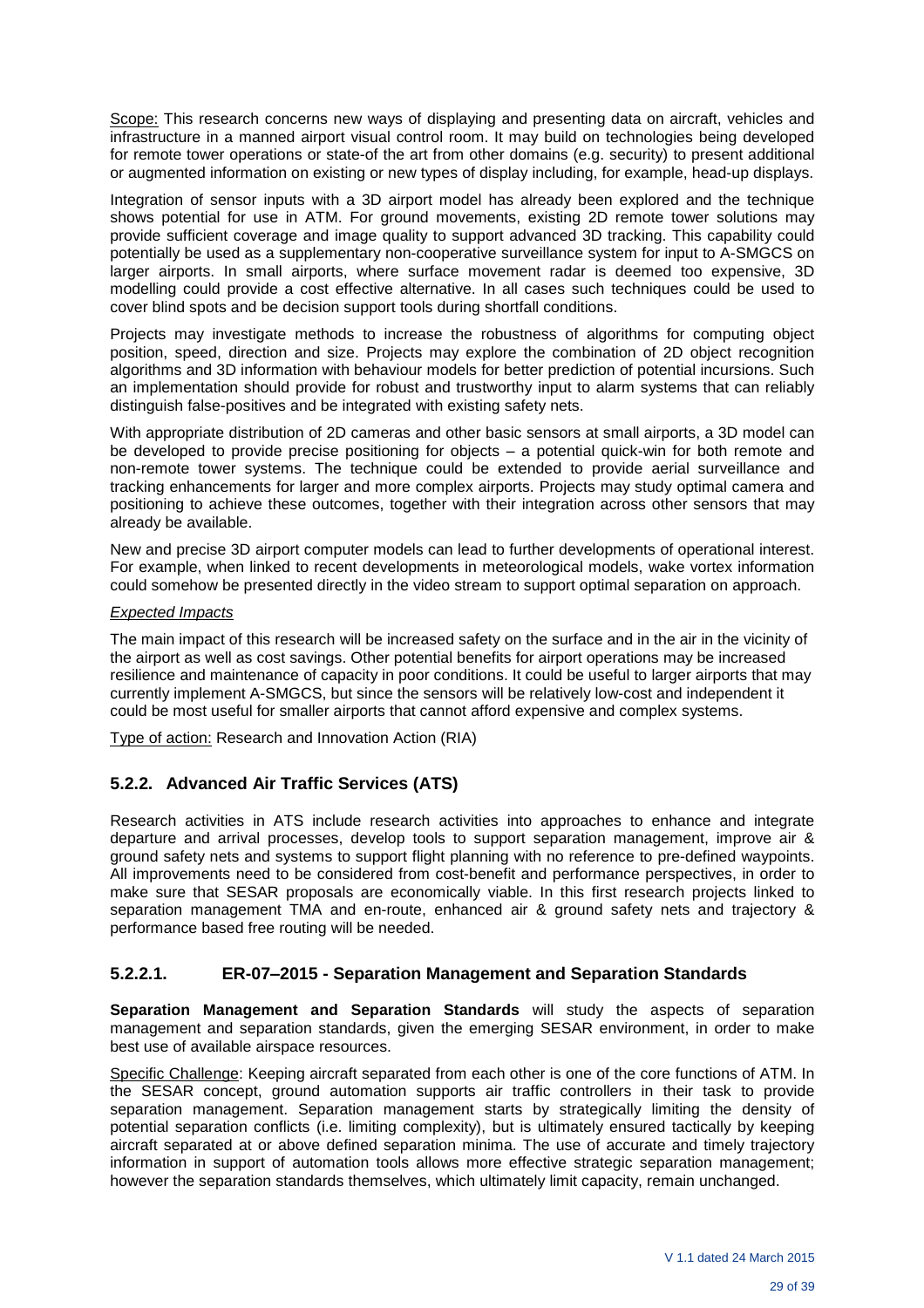Scope: This research concerns new ways of displaying and presenting data on aircraft, vehicles and infrastructure in a manned airport visual control room. It may build on technologies being developed for remote tower operations or state-of the art from other domains (e.g. security) to present additional or augmented information on existing or new types of display including, for example, head-up displays.

Integration of sensor inputs with a 3D airport model has already been explored and the technique shows potential for use in ATM. For ground movements, existing 2D remote tower solutions may provide sufficient coverage and image quality to support advanced 3D tracking. This capability could potentially be used as a supplementary non-cooperative surveillance system for input to A-SMGCS on larger airports. In small airports, where surface movement radar is deemed too expensive, 3D modelling could provide a cost effective alternative. In all cases such techniques could be used to cover blind spots and be decision support tools during shortfall conditions.

Projects may investigate methods to increase the robustness of algorithms for computing object position, speed, direction and size. Projects may explore the combination of 2D object recognition algorithms and 3D information with behaviour models for better prediction of potential incursions. Such an implementation should provide for robust and trustworthy input to alarm systems that can reliably distinguish false-positives and be integrated with existing safety nets.

With appropriate distribution of 2D cameras and other basic sensors at small airports, a 3D model can be developed to provide precise positioning for objects – a potential quick-win for both remote and non-remote tower systems. The technique could be extended to provide aerial surveillance and tracking enhancements for larger and more complex airports. Projects may study optimal camera and positioning to achieve these outcomes, together with their integration across other sensors that may already be available.

New and precise 3D airport computer models can lead to further developments of operational interest. For example, when linked to recent developments in meteorological models, wake vortex information could somehow be presented directly in the video stream to support optimal separation on approach.

*Expected Impacts*

The main impact of this research will be increased safety on the surface and in the air in the vicinity of the airport as well as cost savings. Other potential benefits for airport operations may be increased resilience and maintenance of capacity in poor conditions. It could be useful to larger airports that may currently implement A-SMGCS, but since the sensors will be relatively low-cost and independent it could be most useful for smaller airports that cannot afford expensive and complex systems.

Type of action: Research and Innovation Action (RIA)

### 5.2.2. Advanced Air Traffic Services (ATS)

Research activities in ATS include research activities into approaches to enhance and integrate departure and arrival processes, develop tools to support separation management, improve air & ground safety nets and systems to support flight planning with no reference to pre-defined waypoints. All improvements need to be considered from cost-benefit and performance perspectives, in order to make sure that SESAR proposals are economically viable. In this first research projects linked to separation management TMA and en-route, enhanced air & ground safety nets and trajectory & performance based free routing will be needed.

#### 5.2.2.1. ER-07–2015 - Separation Management and Separation Standards

**Separation Management and Separation Standards** will study the aspects of separation management and separation standards, given the emerging SESAR environment, in order to make best use of available airspace resources.

Specific Challenge: Keeping aircraft separated from each other is one of the core functions of ATM. In the SESAR concept, ground automation supports air traffic controllers in their task to provide separation management. Separation management starts by strategically limiting the density of potential separation conflicts (i.e. limiting complexity), but is ultimately ensured tactically by keeping aircraft separated at or above defined separation minima. The use of accurate and timely trajectory information in support of automation tools allows more effective strategic separation management; however the separation standards themselves, which ultimately limit capacity, remain unchanged.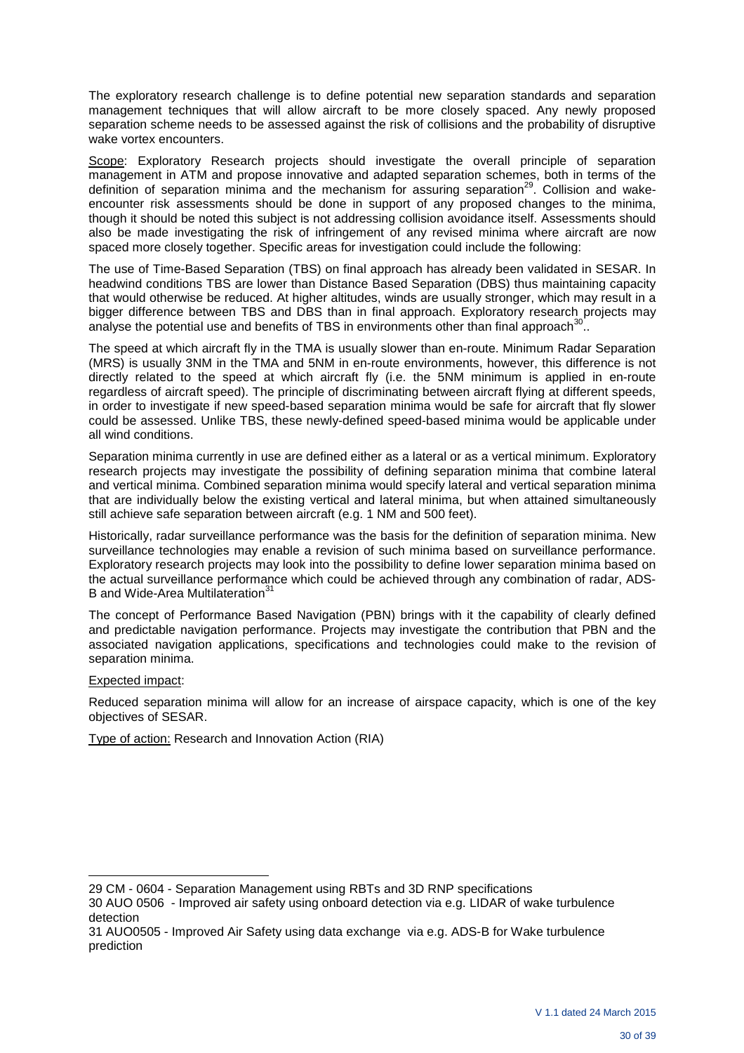The exploratory research challenge is to define potential new separation standards and separation management techniques that will allow aircraft to be more closely spaced. Any newly proposed separation scheme needs to be assessed against the risk of collisions and the probability of disruptive wake vortex encounters.

Scope: Exploratory Research projects should investigate the overall principle of separation management in ATM and propose innovative and adapted separation schemes, both in terms of the definition of separation minima and the mechanism for assuring separation[29]. Collision and wake-encounter risk assessments should be done in support of any proposed changes to the minima, though it should be noted this subject is not addressing collision avoidance itself. Assessments should also be made investigating the risk of infringement of any revised minima where aircraft are now spaced more closely together. Specific areas for investigation could include the following:

The use of Time-Based Separation (TBS) on final approach has already been validated in SESAR. In headwind conditions TBS are lower than Distance Based Separation (DBS) thus maintaining capacity that would otherwise be reduced. At higher altitudes, winds are usually stronger, which may result in a bigger difference between TBS and DBS than in final approach. Exploratory research projects may analyse the potential use and benefits of TBS in environments other than final approach[30]..

The speed at which aircraft fly in the TMA is usually slower than en-route. Minimum Radar Separation (MRS) is usually 3NM in the TMA and 5NM in en-route environments, however, this difference is not directly related to the speed at which aircraft fly (i.e. the 5NM minimum is applied in en-route regardless of aircraft speed). The principle of discriminating between aircraft flying at different speeds, in order to investigate if new speed-based separation minima would be safe for aircraft that fly slower could be assessed. Unlike TBS, these newly-defined speed-based minima would be applicable under all wind conditions.

Separation minima currently in use are defined either as a lateral or as a vertical minimum. Exploratory research projects may investigate the possibility of defining separation minima that combine lateral and vertical minima. Combined separation minima would specify lateral and vertical separation minima that are individually below the existing vertical and lateral minima, but when attained simultaneously still achieve safe separation between aircraft (e.g. 1 NM and 500 feet).

Historically, radar surveillance performance was the basis for the definition of separation minima. New surveillance technologies may enable a revision of such minima based on surveillance performance. Exploratory research projects may look into the possibility to define lower separation minima based on the actual surveillance performance which could be achieved through any combination of radar, ADS-B and Wide-Area Multilateration[31]

The concept of Performance Based Navigation (PBN) brings with it the capability of clearly defined and predictable navigation performance. Projects may investigate the contribution that PBN and the associated navigation applications, specifications and technologies could make to the revision of separation minima.

Expected impact:

Reduced separation minima will allow for an increase of airspace capacity, which is one of the key objectives of SESAR.

Type of action: Research and Innovation Action (RIA)

---

29 CM - 0604 - Separation Management using RBTs and 3D RNP specifications

30 AUO 0506 - Improved air safety using onboard detection via e.g. LIDAR of wake turbulence detection

31 AUO0505 - Improved Air Safety using data exchange via e.g. ADS-B for Wake turbulence prediction

V 1.1 dated 24 March 2015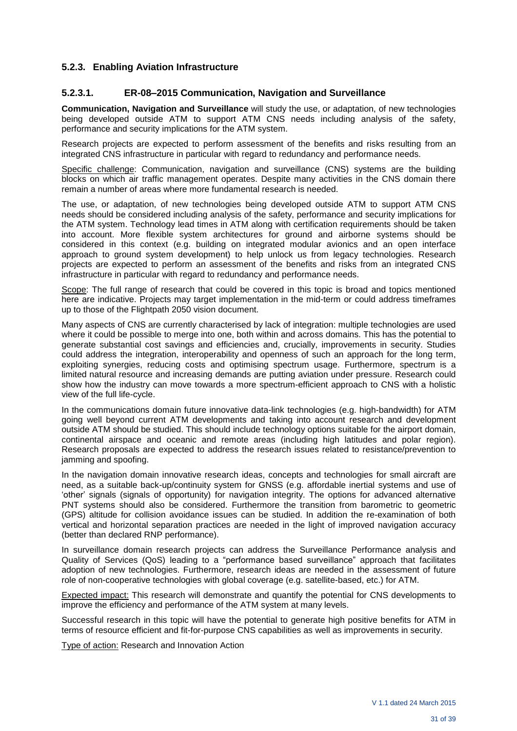### 5.2.3. Enabling Aviation Infrastructure

#### 5.2.3.1. ER-08–2015 Communication, Navigation and Surveillance

**Communication, Navigation and Surveillance** will study the use, or adaptation, of new technologies being developed outside ATM to support ATM CNS needs including analysis of the safety, performance and security implications for the ATM system.

Research projects are expected to perform assessment of the benefits and risks resulting from an integrated CNS infrastructure in particular with regard to redundancy and performance needs.

Specific challenge: Communication, navigation and surveillance (CNS) systems are the building blocks on which air traffic management operates. Despite many activities in the CNS domain there remain a number of areas where more fundamental research is needed.

The use, or adaptation, of new technologies being developed outside ATM to support ATM CNS needs should be considered including analysis of the safety, performance and security implications for the ATM system. Technology lead times in ATM along with certification requirements should be taken into account. More flexible system architectures for ground and airborne systems should be considered in this context (e.g. building on integrated modular avionics and an open interface approach to ground system development) to help unlock us from legacy technologies. Research projects are expected to perform an assessment of the benefits and risks from an integrated CNS infrastructure in particular with regard to redundancy and performance needs.

Scope: The full range of research that could be covered in this topic is broad and topics mentioned here are indicative. Projects may target implementation in the mid-term or could address timeframes up to those of the Flightpath 2050 vision document.

Many aspects of CNS are currently characterised by lack of integration: multiple technologies are used where it could be possible to merge into one, both within and across domains. This has the potential to generate substantial cost savings and efficiencies and, crucially, improvements in security. Studies could address the integration, interoperability and openness of such an approach for the long term, exploiting synergies, reducing costs and optimising spectrum usage. Furthermore, spectrum is a limited natural resource and increasing demands are putting aviation under pressure. Research could show how the industry can move towards a more spectrum-efficient approach to CNS with a holistic view of the full life-cycle.

In the communications domain future innovative data-link technologies (e.g. high-bandwidth) for ATM going well beyond current ATM developments and taking into account research and development outside ATM should be studied. This should include technology options suitable for the airport domain, continental airspace and oceanic and remote areas (including high latitudes and polar region). Research proposals are expected to address the research issues related to resistance/prevention to jamming and spoofing.

In the navigation domain innovative research ideas, concepts and technologies for small aircraft are need, as a suitable back-up/continuity system for GNSS (e.g. affordable inertial systems and use of 'other' signals (signals of opportunity) for navigation integrity. The options for advanced alternative PNT systems should also be considered. Furthermore the transition from barometric to geometric (GPS) altitude for collision avoidance issues can be studied. In addition the re-examination of both vertical and horizontal separation practices are needed in the light of improved navigation accuracy (better than declared RNP performance).

In surveillance domain research projects can address the Surveillance Performance analysis and Quality of Services (QoS) leading to a "performance based surveillance" approach that facilitates adoption of new technologies. Furthermore, research ideas are needed in the assessment of future role of non-cooperative technologies with global coverage (e.g. satellite-based, etc.) for ATM.

Expected impact: This research will demonstrate and quantify the potential for CNS developments to improve the efficiency and performance of the ATM system at many levels.

Successful research in this topic will have the potential to generate high positive benefits for ATM in terms of resource efficient and fit-for-purpose CNS capabilities as well as improvements in security.

Type of action: Research and Innovation Action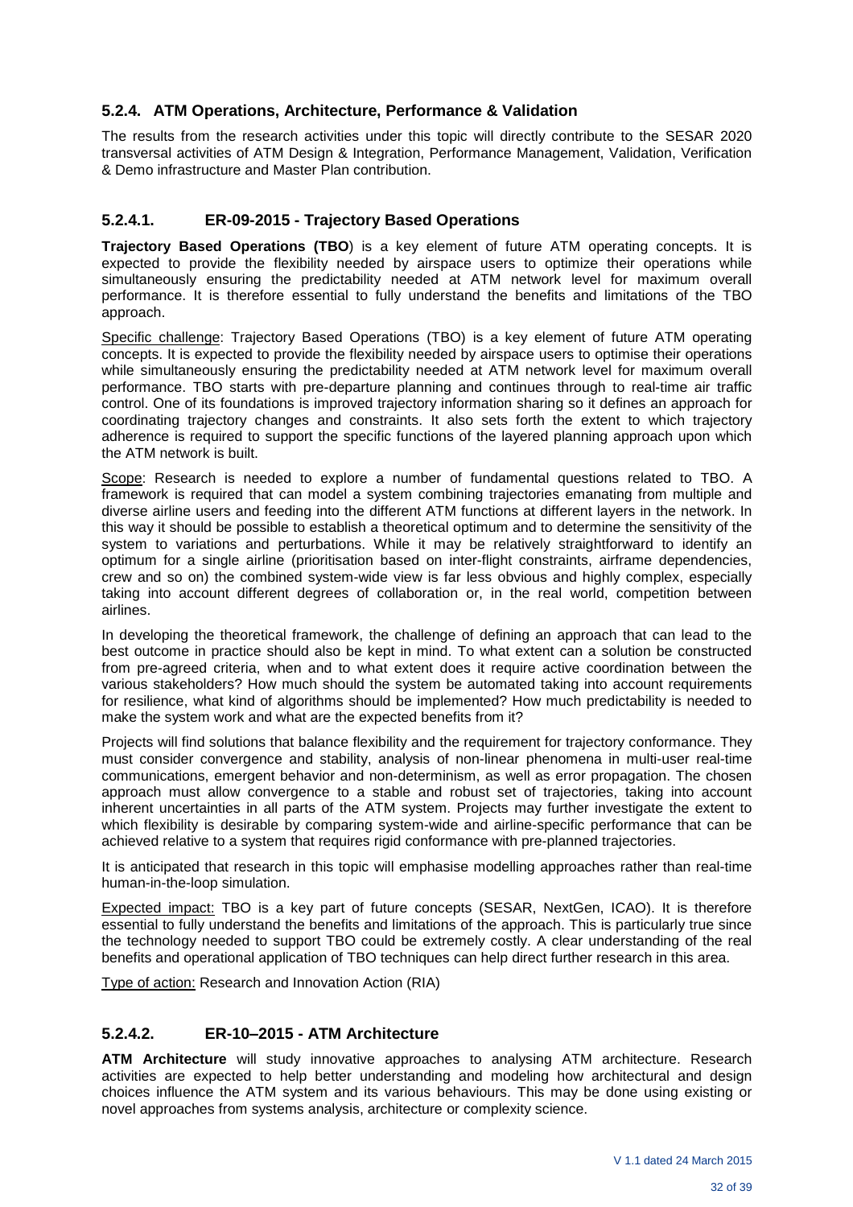### 5.2.4. ATM Operations, Architecture, Performance & Validation

The results from the research activities under this topic will directly contribute to the SESAR 2020 transversal activities of ATM Design & Integration, Performance Management, Validation, Verification & Demo infrastructure and Master Plan contribution.

#### 5.2.4.1. ER-09-2015 - Trajectory Based Operations

**Trajectory Based Operations (TBO**) is a key element of future ATM operating concepts. It is expected to provide the flexibility needed by airspace users to optimize their operations while simultaneously ensuring the predictability needed at ATM network level for maximum overall performance. It is therefore essential to fully understand the benefits and limitations of the TBO approach.

Specific challenge: Trajectory Based Operations (TBO) is a key element of future ATM operating concepts. It is expected to provide the flexibility needed by airspace users to optimise their operations while simultaneously ensuring the predictability needed at ATM network level for maximum overall performance. TBO starts with pre-departure planning and continues through to real-time air traffic control. One of its foundations is improved trajectory information sharing so it defines an approach for coordinating trajectory changes and constraints. It also sets forth the extent to which trajectory adherence is required to support the specific functions of the layered planning approach upon which the ATM network is built.

Scope: Research is needed to explore a number of fundamental questions related to TBO. A framework is required that can model a system combining trajectories emanating from multiple and diverse airline users and feeding into the different ATM functions at different layers in the network. In this way it should be possible to establish a theoretical optimum and to determine the sensitivity of the system to variations and perturbations. While it may be relatively straightforward to identify an optimum for a single airline (prioritisation based on inter-flight constraints, airframe dependencies, crew and so on) the combined system-wide view is far less obvious and highly complex, especially taking into account different degrees of collaboration or, in the real world, competition between airlines.

In developing the theoretical framework, the challenge of defining an approach that can lead to the best outcome in practice should also be kept in mind. To what extent can a solution be constructed from pre-agreed criteria, when and to what extent does it require active coordination between the various stakeholders? How much should the system be automated taking into account requirements for resilience, what kind of algorithms should be implemented? How much predictability is needed to make the system work and what are the expected benefits from it?

Projects will find solutions that balance flexibility and the requirement for trajectory conformance. They must consider convergence and stability, analysis of non-linear phenomena in multi-user real-time communications, emergent behavior and non-determinism, as well as error propagation. The chosen approach must allow convergence to a stable and robust set of trajectories, taking into account inherent uncertainties in all parts of the ATM system. Projects may further investigate the extent to which flexibility is desirable by comparing system-wide and airline-specific performance that can be achieved relative to a system that requires rigid conformance with pre-planned trajectories.

It is anticipated that research in this topic will emphasise modelling approaches rather than real-time human-in-the-loop simulation.

Expected impact: TBO is a key part of future concepts (SESAR, NextGen, ICAO). It is therefore essential to fully understand the benefits and limitations of the approach. This is particularly true since the technology needed to support TBO could be extremely costly. A clear understanding of the real benefits and operational application of TBO techniques can help direct further research in this area.

Type of action: Research and Innovation Action (RIA)

#### 5.2.4.2. ER-10–2015 - ATM Architecture

**ATM Architecture** will study innovative approaches to analysing ATM architecture. Research activities are expected to help better understanding and modeling how architectural and design choices influence the ATM system and its various behaviours. This may be done using existing or novel approaches from systems analysis, architecture or complexity science.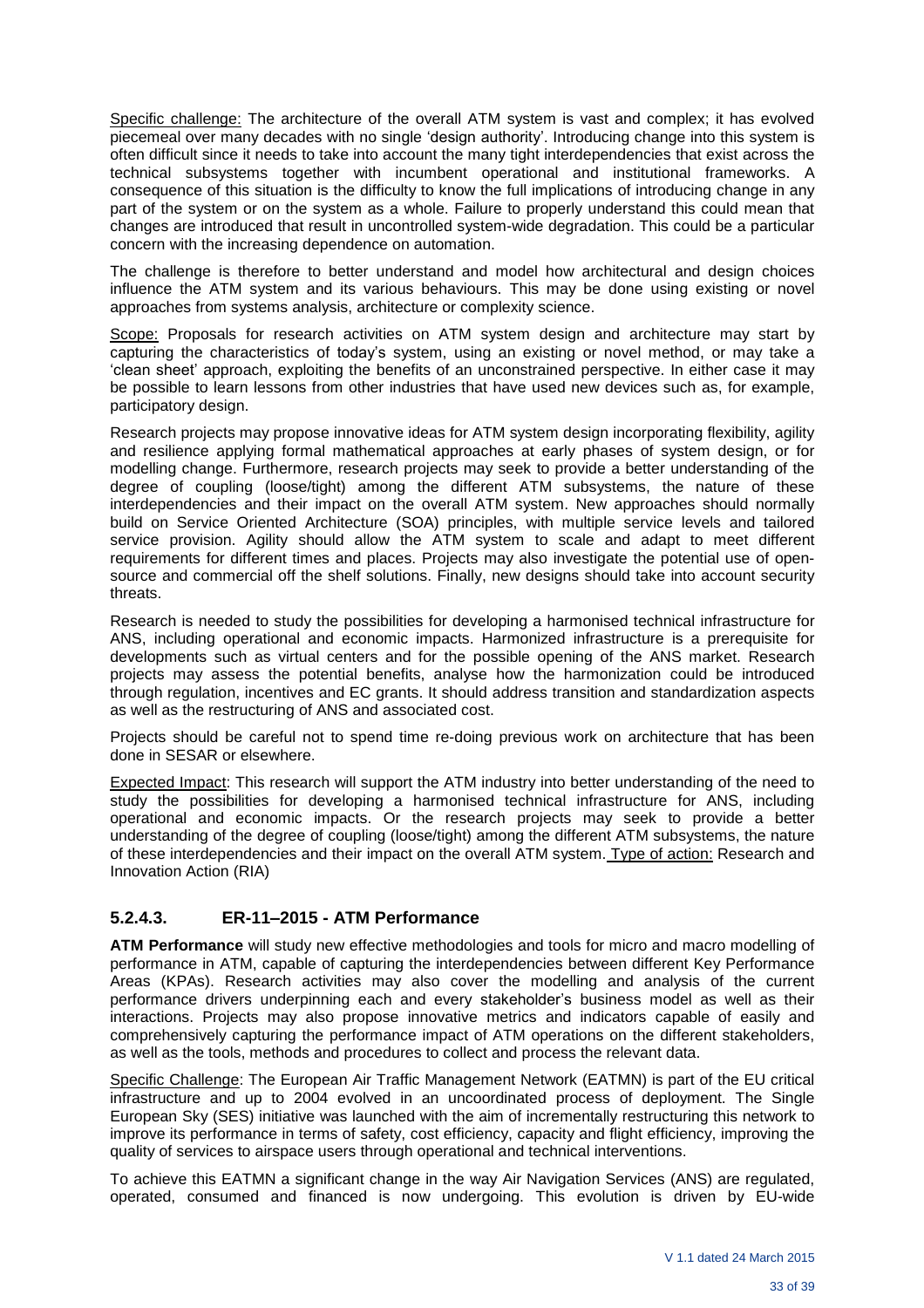Specific challenge: The architecture of the overall ATM system is vast and complex; it has evolved piecemeal over many decades with no single 'design authority'. Introducing change into this system is often difficult since it needs to take into account the many tight interdependencies that exist across the technical subsystems together with incumbent operational and institutional frameworks. A consequence of this situation is the difficulty to know the full implications of introducing change in any part of the system or on the system as a whole. Failure to properly understand this could mean that changes are introduced that result in uncontrolled system-wide degradation. This could be a particular concern with the increasing dependence on automation.

The challenge is therefore to better understand and model how architectural and design choices influence the ATM system and its various behaviours. This may be done using existing or novel approaches from systems analysis, architecture or complexity science.

Scope: Proposals for research activities on ATM system design and architecture may start by capturing the characteristics of today's system, using an existing or novel method, or may take a 'clean sheet' approach, exploiting the benefits of an unconstrained perspective. In either case it may be possible to learn lessons from other industries that have used new devices such as, for example, participatory design.

Research projects may propose innovative ideas for ATM system design incorporating flexibility, agility and resilience applying formal mathematical approaches at early phases of system design, or for modelling change. Furthermore, research projects may seek to provide a better understanding of the degree of coupling (loose/tight) among the different ATM subsystems, the nature of these interdependencies and their impact on the overall ATM system. New approaches should normally build on Service Oriented Architecture (SOA) principles, with multiple service levels and tailored service provision. Agility should allow the ATM system to scale and adapt to meet different requirements for different times and places. Projects may also investigate the potential use of open-source and commercial off the shelf solutions. Finally, new designs should take into account security threats.

Research is needed to study the possibilities for developing a harmonised technical infrastructure for ANS, including operational and economic impacts. Harmonized infrastructure is a prerequisite for developments such as virtual centers and for the possible opening of the ANS market. Research projects may assess the potential benefits, analyse how the harmonization could be introduced through regulation, incentives and EC grants. It should address transition and standardization aspects as well as the restructuring of ANS and associated cost.

Projects should be careful not to spend time re-doing previous work on architecture that has been done in SESAR or elsewhere.

Expected Impact: This research will support the ATM industry into better understanding of the need to study the possibilities for developing a harmonised technical infrastructure for ANS, including operational and economic impacts. Or the research projects may seek to provide a better understanding of the degree of coupling (loose/tight) among the different ATM subsystems, the nature of these interdependencies and their impact on the overall ATM system. Type of action: Research and Innovation Action (RIA)

### 5.2.4.3. ER-11–2015 - ATM Performance

**ATM Performance** will study new effective methodologies and tools for micro and macro modelling of performance in ATM, capable of capturing the interdependencies between different Key Performance Areas (KPAs). Research activities may also cover the modelling and analysis of the current performance drivers underpinning each and every stakeholder's business model as well as their interactions. Projects may also propose innovative metrics and indicators capable of easily and comprehensively capturing the performance impact of ATM operations on the different stakeholders, as well as the tools, methods and procedures to collect and process the relevant data.

Specific Challenge: The European Air Traffic Management Network (EATMN) is part of the EU critical infrastructure and up to 2004 evolved in an uncoordinated process of deployment. The Single European Sky (SES) initiative was launched with the aim of incrementally restructuring this network to improve its performance in terms of safety, cost efficiency, capacity and flight efficiency, improving the quality of services to airspace users through operational and technical interventions.

To achieve this EATMN a significant change in the way Air Navigation Services (ANS) are regulated, operated, consumed and financed is now undergoing. This evolution is driven by EU-wide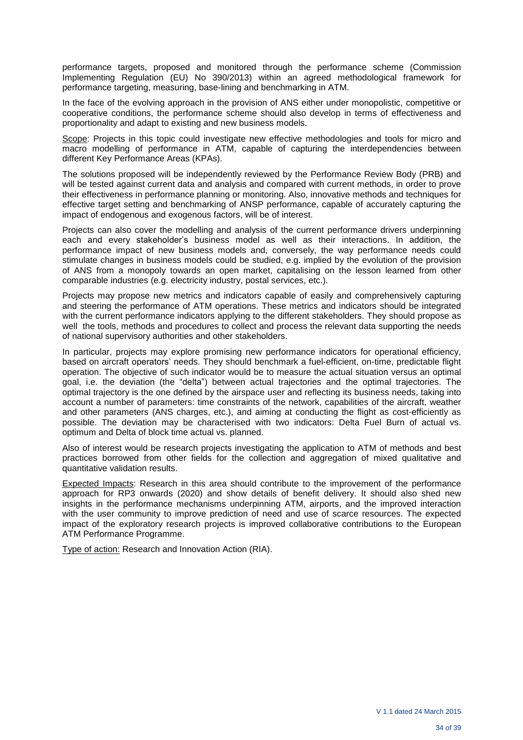performance targets, proposed and monitored through the performance scheme (Commission Implementing Regulation (EU) No 390/2013) within an agreed methodological framework for performance targeting, measuring, base-lining and benchmarking in ATM.

In the face of the evolving approach in the provision of ANS either under monopolistic, competitive or cooperative conditions, the performance scheme should also develop in terms of effectiveness and proportionality and adapt to existing and new business models.

Scope: Projects in this topic could investigate new effective methodologies and tools for micro and macro modelling of performance in ATM, capable of capturing the interdependencies between different Key Performance Areas (KPAs).

The solutions proposed will be independently reviewed by the Performance Review Body (PRB) and will be tested against current data and analysis and compared with current methods, in order to prove their effectiveness in performance planning or monitoring. Also, innovative methods and techniques for effective target setting and benchmarking of ANSP performance, capable of accurately capturing the impact of endogenous and exogenous factors, will be of interest.

Projects can also cover the modelling and analysis of the current performance drivers underpinning each and every stakeholder's business model as well as their interactions. In addition, the performance impact of new business models and, conversely, the way performance needs could stimulate changes in business models could be studied, e.g. implied by the evolution of the provision of ANS from a monopoly towards an open market, capitalising on the lesson learned from other comparable industries (e.g. electricity industry, postal services, etc.).

Projects may propose new metrics and indicators capable of easily and comprehensively capturing and steering the performance of ATM operations. These metrics and indicators should be integrated with the current performance indicators applying to the different stakeholders. They should propose as well the tools, methods and procedures to collect and process the relevant data supporting the needs of national supervisory authorities and other stakeholders.

In particular, projects may explore promising new performance indicators for operational efficiency, based on aircraft operators' needs. They should benchmark a fuel-efficient, on-time, predictable flight operation. The objective of such indicator would be to measure the actual situation versus an optimal goal, i.e. the deviation (the "delta") between actual trajectories and the optimal trajectories. The optimal trajectory is the one defined by the airspace user and reflecting its business needs, taking into account a number of parameters: time constraints of the network, capabilities of the aircraft, weather and other parameters (ANS charges, etc.), and aiming at conducting the flight as cost-efficiently as possible. The deviation may be characterised with two indicators: Delta Fuel Burn of actual vs. optimum and Delta of block time actual vs. planned.

Also of interest would be research projects investigating the application to ATM of methods and best practices borrowed from other fields for the collection and aggregation of mixed qualitative and quantitative validation results.

Expected Impacts: Research in this area should contribute to the improvement of the performance approach for RP3 onwards (2020) and show details of benefit delivery. It should also shed new insights in the performance mechanisms underpinning ATM, airports, and the improved interaction with the user community to improve prediction of need and use of scarce resources. The expected impact of the exploratory research projects is improved collaborative contributions to the European ATM Performance Programme.

Type of action: Research and Innovation Action (RIA).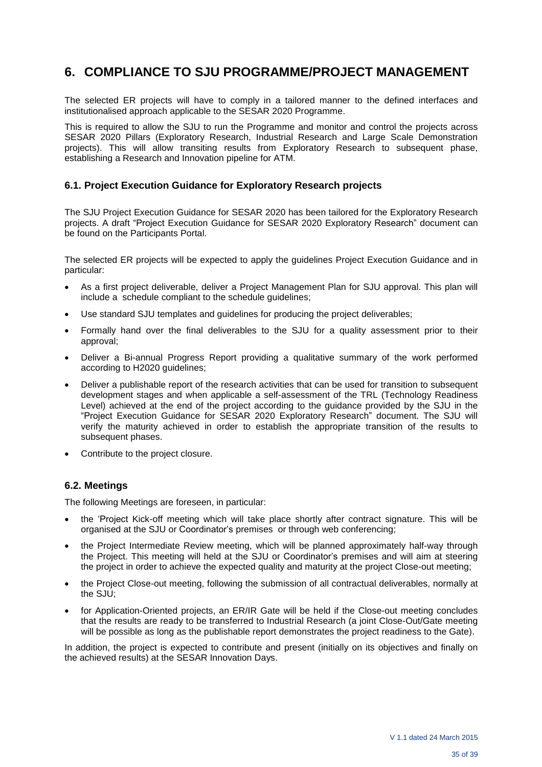# 6. COMPLIANCE TO SJU PROGRAMME/PROJECT MANAGEMENT

The selected ER projects will have to comply in a tailored manner to the defined interfaces and institutionalised approach applicable to the SESAR 2020 Programme.

This is required to allow the SJU to run the Programme and monitor and control the projects across SESAR 2020 Pillars (Exploratory Research, Industrial Research and Large Scale Demonstration projects). This will allow transiting results from Exploratory Research to subsequent phase, establishing a Research and Innovation pipeline for ATM.

## 6.1. Project Execution Guidance for Exploratory Research projects

The SJU Project Execution Guidance for SESAR 2020 has been tailored for the Exploratory Research projects. A draft "Project Execution Guidance for SESAR 2020 Exploratory Research" document can be found on the Participants Portal.

The selected ER projects will be expected to apply the guidelines Project Execution Guidance and in particular:

- As a first project deliverable, deliver a Project Management Plan for SJU approval. This plan will include a schedule compliant to the schedule guidelines;
- Use standard SJU templates and guidelines for producing the project deliverables;
- Formally hand over the final deliverables to the SJU for a quality assessment prior to their approval;
- Deliver a Bi-annual Progress Report providing a qualitative summary of the work performed according to H2020 guidelines;
- Deliver a publishable report of the research activities that can be used for transition to subsequent development stages and when applicable a self-assessment of the TRL (Technology Readiness Level) achieved at the end of the project according to the guidance provided by the SJU in the "Project Execution Guidance for SESAR 2020 Exploratory Research" document. The SJU will verify the maturity achieved in order to establish the appropriate transition of the results to subsequent phases.
- Contribute to the project closure.

## 6.2. Meetings

The following Meetings are foreseen, in particular:

- the 'Project Kick-off meeting which will take place shortly after contract signature. This will be organised at the SJU or Coordinator's premises or through web conferencing;
- the Project Intermediate Review meeting, which will be planned approximately half-way through the Project. This meeting will held at the SJU or Coordinator's premises and will aim at steering the project in order to achieve the expected quality and maturity at the project Close-out meeting;
- the Project Close-out meeting, following the submission of all contractual deliverables, normally at the SJU;
- for Application-Oriented projects, an ER/IR Gate will be held if the Close-out meeting concludes that the results are ready to be transferred to Industrial Research (a joint Close-Out/Gate meeting will be possible as long as the publishable report demonstrates the project readiness to the Gate).

In addition, the project is expected to contribute and present (initially on its objectives and finally on the achieved results) at the SESAR Innovation Days.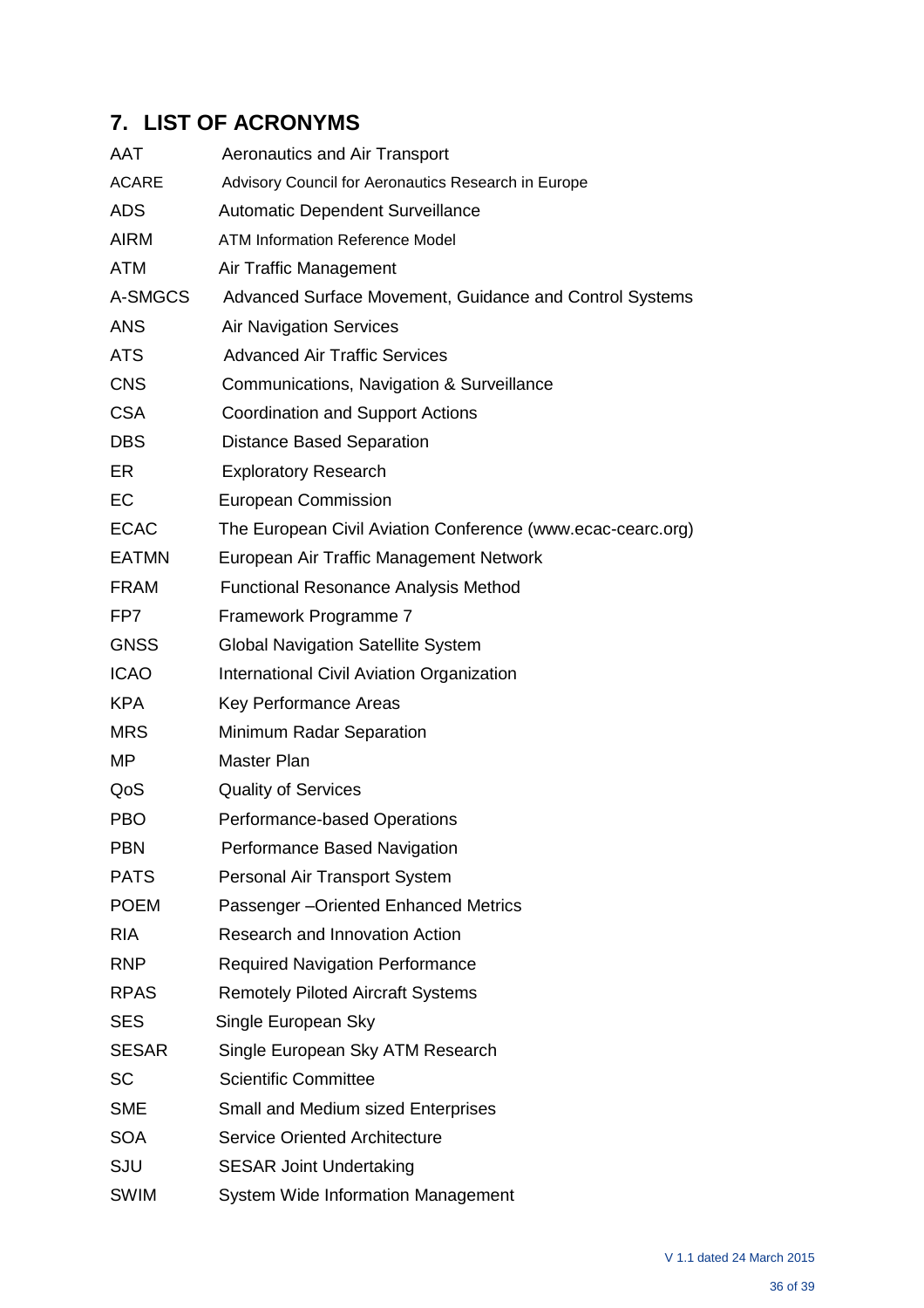## 7. LIST OF ACRONYMS

| | |
|---|---|
| AAT | Aeronautics and Air Transport |
| ACARE | Advisory Council for Aeronautics Research in Europe |
| ADS | Automatic Dependent Surveillance |
| AIRM | ATM Information Reference Model |
| ATM | Air Traffic Management |
| A-SMGCS | Advanced Surface Movement, Guidance and Control Systems |
| ANS | Air Navigation Services |
| ATS | Advanced Air Traffic Services |
| CNS | Communications, Navigation & Surveillance |
| CSA | Coordination and Support Actions |
| DBS | Distance Based Separation |
| ER | Exploratory Research |
| EC | European Commission |
| ECAC | The European Civil Aviation Conference (www.ecac-cearc.org) |
| EATMN | European Air Traffic Management Network |
| FRAM | Functional Resonance Analysis Method |
| FP7 | Framework Programme 7 |
| GNSS | Global Navigation Satellite System |
| ICAO | International Civil Aviation Organization |
| KPA | Key Performance Areas |
| MRS | Minimum Radar Separation |
| MP | Master Plan |
| QoS | Quality of Services |
| PBO | Performance-based Operations |
| PBN | Performance Based Navigation |
| PATS | Personal Air Transport System |
| POEM | Passenger –Oriented Enhanced Metrics |
| RIA | Research and Innovation Action |
| RNP | Required Navigation Performance |
| RPAS | Remotely Piloted Aircraft Systems |
| SES | Single European Sky |
| SESAR | Single European Sky ATM Research |
| SC | Scientific Committee |
| SME | Small and Medium sized Enterprises |
| SOA | Service Oriented Architecture |
| SJU | SESAR Joint Undertaking |
| SWIM | System Wide Information Management |

V 1.1 dated 24 March 2015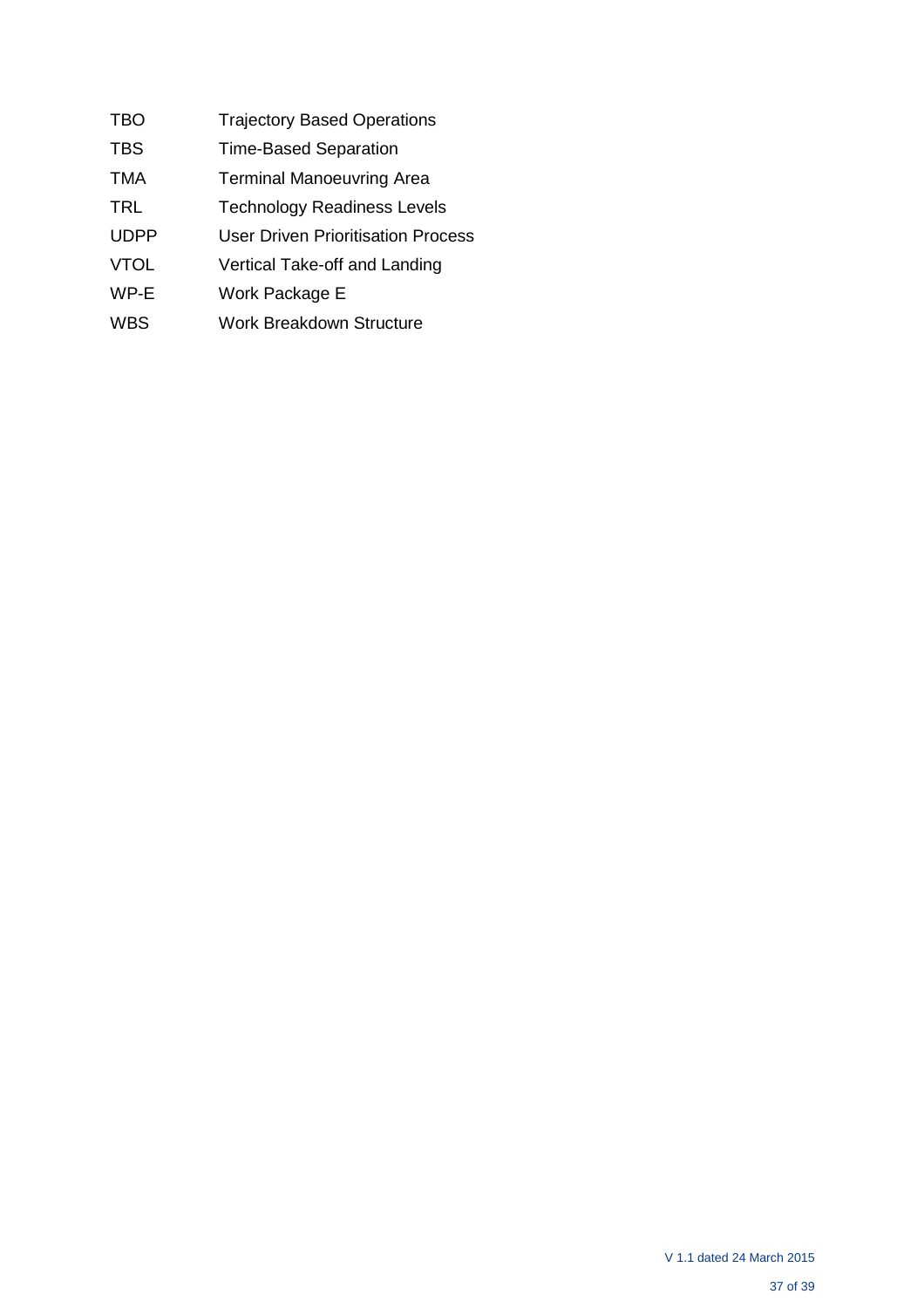| | |
|---|---|
| TBO | Trajectory Based Operations |
| TBS | Time-Based Separation |
| TMA | Terminal Manoeuvring Area |
| TRL | Technology Readiness Levels |
| UDPP | User Driven Prioritisation Process |
| VTOL | Vertical Take-off and Landing |
| WP-E | Work Package E |
| WBS | Work Breakdown Structure |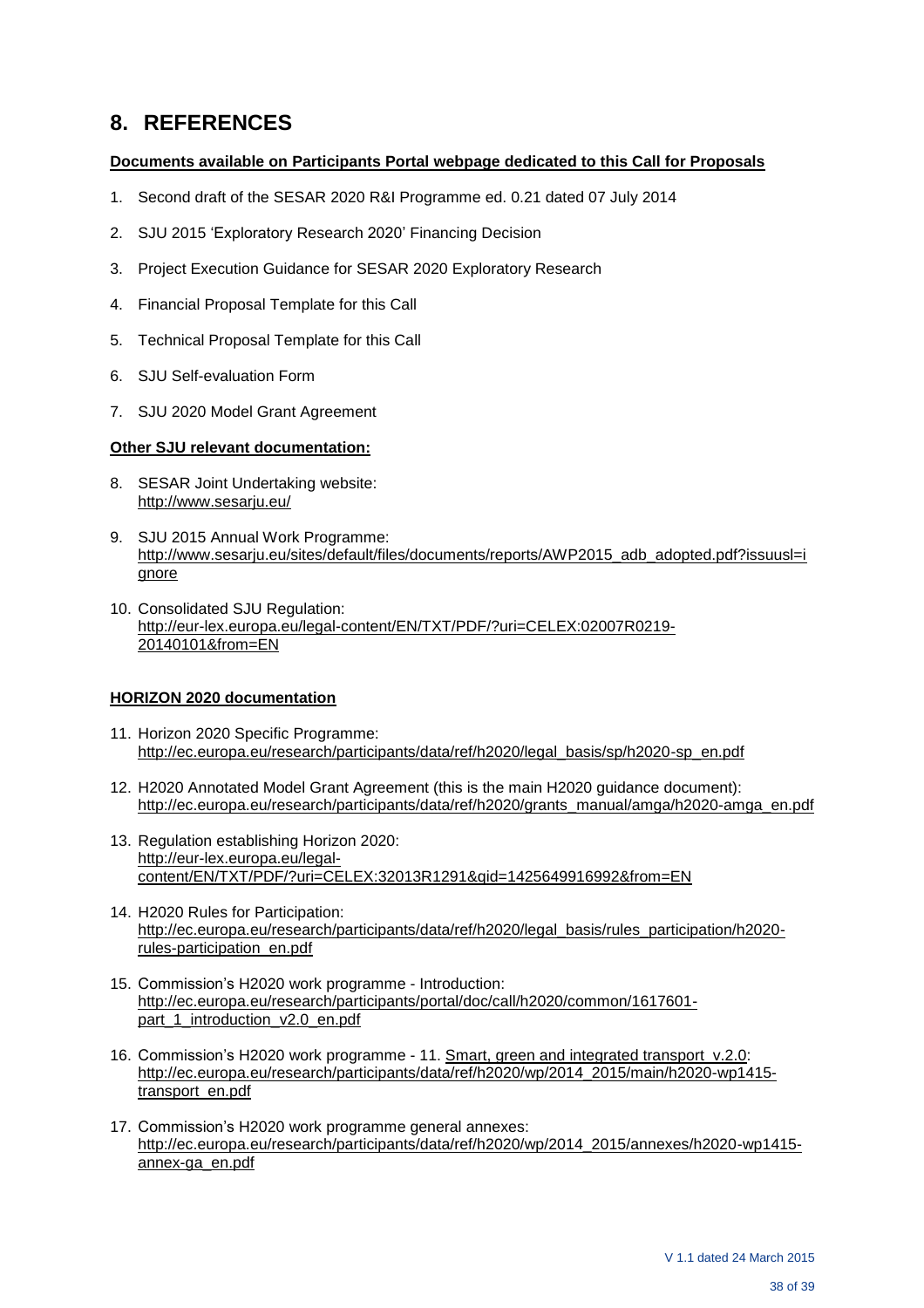# 8. REFERENCES

**Documents available on Participants Portal webpage dedicated to this Call for Proposals**

1. Second draft of the SESAR 2020 R&I Programme ed. 0.21 dated 07 July 2014
2. SJU 2015 'Exploratory Research 2020' Financing Decision
3. Project Execution Guidance for SESAR 2020 Exploratory Research
4. Financial Proposal Template for this Call
5. Technical Proposal Template for this Call
6. SJU Self-evaluation Form
7. SJU 2020 Model Grant Agreement

**Other SJU relevant documentation:**

8. SESAR Joint Undertaking website: http://www.sesarju.eu/
9. SJU 2015 Annual Work Programme: http://www.sesarju.eu/sites/default/files/documents/reports/AWP2015_adb_adopted.pdf?issuusl=ignore
10. Consolidated SJU Regulation: http://eur-lex.europa.eu/legal-content/EN/TXT/PDF/?uri=CELEX:02007R0219-20140101&from=EN

**HORIZON 2020 documentation**

11. Horizon 2020 Specific Programme: http://ec.europa.eu/research/participants/data/ref/h2020/legal_basis/sp/h2020-sp_en.pdf
12. H2020 Annotated Model Grant Agreement (this is the main H2020 guidance document): http://ec.europa.eu/research/participants/data/ref/h2020/grants_manual/amga/h2020-amga_en.pdf
13. Regulation establishing Horizon 2020: http://eur-lex.europa.eu/legal-content/EN/TXT/PDF/?uri=CELEX:32013R1291&qid=1425649916992&from=EN
14. H2020 Rules for Participation: http://ec.europa.eu/research/participants/data/ref/h2020/legal_basis/rules_participation/h2020-rules-participation_en.pdf
15. Commission's H2020 work programme - Introduction: http://ec.europa.eu/research/participants/portal/doc/call/h2020/common/1617601-part_1_introduction_v2.0_en.pdf
16. Commission's H2020 work programme - 11. Smart, green and integrated transport_v.2.0: http://ec.europa.eu/research/participants/data/ref/h2020/wp/2014_2015/main/h2020-wp1415-transport_en.pdf
17. Commission's H2020 work programme general annexes: http://ec.europa.eu/research/participants/data/ref/h2020/wp/2014_2015/annexes/h2020-wp1415-annex-ga_en.pdf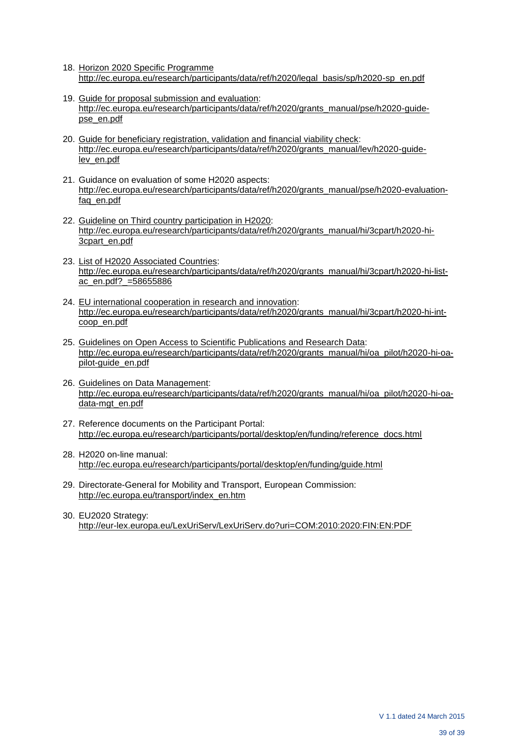18. Horizon 2020 Specific Programme
http://ec.europa.eu/research/participants/data/ref/h2020/legal_basis/sp/h2020-sp_en.pdf

19. Guide for proposal submission and evaluation:
http://ec.europa.eu/research/participants/data/ref/h2020/grants_manual/pse/h2020-guide-pse_en.pdf

20. Guide for beneficiary registration, validation and financial viability check:
http://ec.europa.eu/research/participants/data/ref/h2020/grants_manual/lev/h2020-guide-lev_en.pdf

21. Guidance on evaluation of some H2020 aspects:
http://ec.europa.eu/research/participants/data/ref/h2020/grants_manual/pse/h2020-evaluation-faq_en.pdf

22. Guideline on Third country participation in H2020:
http://ec.europa.eu/research/participants/data/ref/h2020/grants_manual/hi/3cpart/h2020-hi-3cpart_en.pdf

23. List of H2020 Associated Countries:
http://ec.europa.eu/research/participants/data/ref/h2020/grants_manual/hi/3cpart/h2020-hi-list-ac_en.pdf?_=58655886

24. EU international cooperation in research and innovation:
http://ec.europa.eu/research/participants/data/ref/h2020/grants_manual/hi/3cpart/h2020-hi-int-coop_en.pdf

25. Guidelines on Open Access to Scientific Publications and Research Data:
http://ec.europa.eu/research/participants/data/ref/h2020/grants_manual/hi/oa_pilot/h2020-hi-oa-pilot-guide_en.pdf

26. Guidelines on Data Management:
http://ec.europa.eu/research/participants/data/ref/h2020/grants_manual/hi/oa_pilot/h2020-hi-oa-data-mgt_en.pdf

27. Reference documents on the Participant Portal:
http://ec.europa.eu/research/participants/portal/desktop/en/funding/reference_docs.html

28. H2020 on-line manual:
http://ec.europa.eu/research/participants/portal/desktop/en/funding/guide.html

29. Directorate-General for Mobility and Transport, European Commission:
http://ec.europa.eu/transport/index_en.htm

30. EU2020 Strategy:
http://eur-lex.europa.eu/LexUriServ/LexUriServ.do?uri=COM:2010:2020:FIN:EN:PDF

V 1.1 dated 24 March 2015